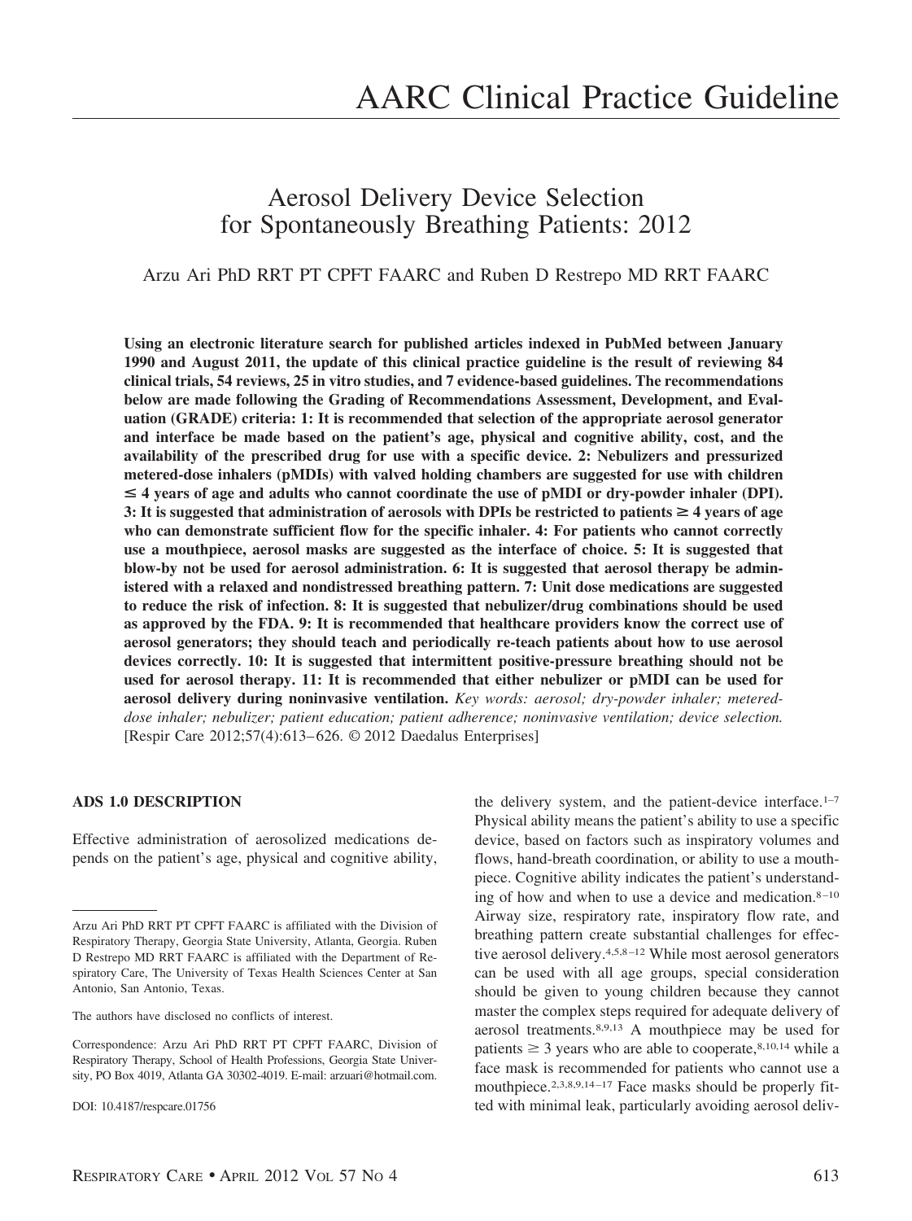AARC Clinical Practice Guideline

# Aerosol Delivery Device Selection for Spontaneously Breathing Patients: 2012

Arzu Ari PhD RRT PT CPFT FAARC and Ruben D Restrepo MD RRT FAARC

**Using an electronic literature search for published articles indexed in PubMed between January 1990 and August 2011, the update of this clinical practice guideline is the result of reviewing 84 clinical trials, 54 reviews, 25 in vitro studies, and 7 evidence-based guidelines. The recommendations below are made following the Grading of Recommendations Assessment, Development, and Evaluation (GRADE) criteria: 1: It is recommended that selection of the appropriate aerosol generator and interface be made based on the patient's age, physical and cognitive ability, cost, and the availability of the prescribed drug for use with a specific device. 2: Nebulizers and pressurized metered-dose inhalers (pMDIs) with valved holding chambers are suggested for use with children ≤ 4 years of age and adults who cannot coordinate the use of pMDI or dry-powder inhaler (DPI). 3: It is suggested that administration of aerosols with DPIs be restricted to patients ≥ 4 years of age who can demonstrate sufficient flow for the specific inhaler. 4: For patients who cannot correctly use a mouthpiece, aerosol masks are suggested as the interface of choice. 5: It is suggested that blow-by not be used for aerosol administration. 6: It is suggested that aerosol therapy be administered with a relaxed and nondistressed breathing pattern. 7: Unit dose medications are suggested to reduce the risk of infection. 8: It is suggested that nebulizer/drug combinations should be used as approved by the FDA. 9: It is recommended that healthcare providers know the correct use of aerosol generators; they should teach and periodically re-teach patients about how to use aerosol devices correctly. 10: It is suggested that intermittent positive-pressure breathing should not be used for aerosol therapy. 11: It is recommended that either nebulizer or pMDI can be used for aerosol delivery during noninvasive ventilation.** *Key words: aerosol; dry-powder inhaler; metered-dose inhaler; nebulizer; patient education; patient adherence; noninvasive ventilation; device selection.* [Respir Care 2012;57(4):613–626. © 2012 Daedalus Enterprises]

## ADS 1.0 DESCRIPTION

Effective administration of aerosolized medications depends on the patient's age, physical and cognitive ability, the delivery system, and the patient-device interface.[1–7] Physical ability means the patient's ability to use a specific device, based on factors such as inspiratory volumes and flows, hand-breath coordination, or ability to use a mouthpiece. Cognitive ability indicates the patient's understanding of how and when to use a device and medication.[8–10] Airway size, respiratory rate, inspiratory flow rate, and breathing pattern create substantial challenges for effective aerosol delivery.[4,5,8–12] While most aerosol generators can be used with all age groups, special consideration should be given to young children because they cannot master the complex steps required for adequate delivery of aerosol treatments.[8,9,13] A mouthpiece may be used for patients ≥ 3 years who are able to cooperate,[8,10,14] while a face mask is recommended for patients who cannot use a mouthpiece.[2,3,8,9,14–17] Face masks should be properly fitted with minimal leak, particularly avoiding aerosol deliv-

Arzu Ari PhD RRT PT CPFT FAARC is affiliated with the Division of Respiratory Therapy, Georgia State University, Atlanta, Georgia. Ruben D Restrepo MD RRT FAARC is affiliated with the Department of Respiratory Care, The University of Texas Health Sciences Center at San Antonio, San Antonio, Texas.

The authors have disclosed no conflicts of interest.

Correspondence: Arzu Ari PhD RRT PT CPFT FAARC, Division of Respiratory Therapy, School of Health Professions, Georgia State University, PO Box 4019, Atlanta GA 30302-4019. E-mail: arzuari@hotmail.com.

DOI: 10.4187/respcare.01756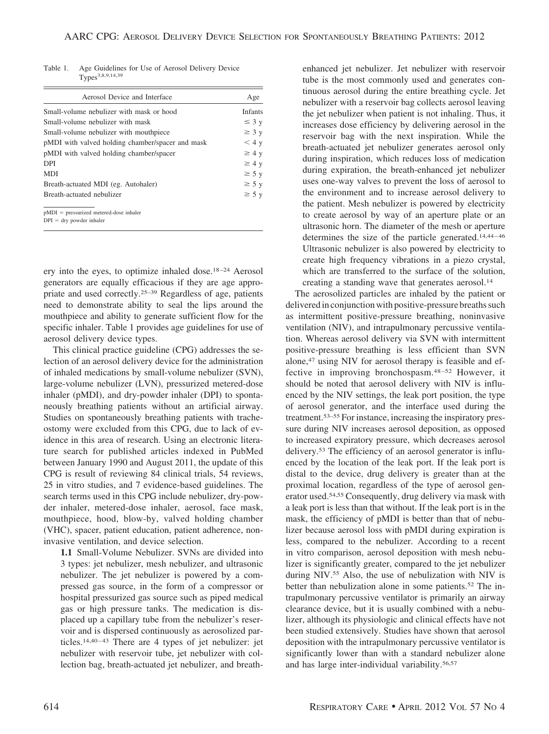Table 1. Age Guidelines for Use of Aerosol Delivery Device Types[3,8,9,14,39]

| Aerosol Device and Interface | Age |
|---|---|
| Small-volume nebulizer with mask or hood | Infants |
| Small-volume nebulizer with mask | ≤ 3 y |
| Small-volume nebulizer with mouthpiece | ≥ 3 y |
| pMDI with valved holding chamber/spacer and mask | < 4 y |
| pMDI with valved holding chamber/spacer | ≥ 4 y |
| DPI | ≥ 4 y |
| MDI | ≥ 5 y |
| Breath-actuated MDI (eg. Autohaler) | ≥ 5 y |
| Breath-actuated nebulizer | ≥ 5 y |

pMDI = pressurized metered-dose inhaler
DPI = dry powder inhaler

ery into the eyes, to optimize inhaled dose.[18–24] Aerosol generators are equally efficacious if they are age appropriate and used correctly.[25–39] Regardless of age, patients need to demonstrate ability to seal the lips around the mouthpiece and ability to generate sufficient flow for the specific inhaler. Table 1 provides age guidelines for use of aerosol delivery device types.

This clinical practice guideline (CPG) addresses the selection of an aerosol delivery device for the administration of inhaled medications by small-volume nebulizer (SVN), large-volume nebulizer (LVN), pressurized metered-dose inhaler (pMDI), and dry-powder inhaler (DPI) to spontaneously breathing patients without an artificial airway. Studies on spontaneously breathing patients with tracheostomy were excluded from this CPG, due to lack of evidence in this area of research. Using an electronic literature search for published articles indexed in PubMed between January 1990 and August 2011, the update of this CPG is result of reviewing 84 clinical trials, 54 reviews, 25 in vitro studies, and 7 evidence-based guidelines. The search terms used in this CPG include nebulizer, dry-powder inhaler, metered-dose inhaler, aerosol, face mask, mouthpiece, hood, blow-by, valved holding chamber (VHC), spacer, patient education, patient adherence, noninvasive ventilation, and device selection.

**1.1** Small-Volume Nebulizer. SVNs are divided into 3 types: jet nebulizer, mesh nebulizer, and ultrasonic nebulizer. The jet nebulizer is powered by a compressed gas source, in the form of a compressor or hospital pressurized gas source such as piped medical gas or high pressure tanks. The medication is displaced up a capillary tube from the nebulizer's reservoir and is dispersed continuously as aerosolized particles.[14,40–43] There are 4 types of jet nebulizer: jet nebulizer with reservoir tube, jet nebulizer with collection bag, breath-actuated jet nebulizer, and breath-enhanced jet nebulizer. Jet nebulizer with reservoir tube is the most commonly used and generates continuous aerosol during the entire breathing cycle. Jet nebulizer with a reservoir bag collects aerosol leaving the jet nebulizer when patient is not inhaling. Thus, it increases dose efficiency by delivering aerosol in the reservoir bag with the next inspiration. While the breath-actuated jet nebulizer generates aerosol only during inspiration, which reduces loss of medication during expiration, the breath-enhanced jet nebulizer uses one-way valves to prevent the loss of aerosol to the environment and to increase aerosol delivery to the patient. Mesh nebulizer is powered by electricity to create aerosol by way of an aperture plate or an ultrasonic horn. The diameter of the mesh or aperture determines the size of the particle generated.[14,44–46] Ultrasonic nebulizer is also powered by electricity to create high frequency vibrations in a piezo crystal, which are transferred to the surface of the solution, creating a standing wave that generates aerosol.[14]

The aerosolized particles are inhaled by the patient or delivered in conjunction with positive-pressure breaths such as intermittent positive-pressure breathing, noninvasive ventilation (NIV), and intrapulmonary percussive ventilation. Whereas aerosol delivery via SVN with intermittent positive-pressure breathing is less efficient than SVN alone,[47] using NIV for aerosol therapy is feasible and effective in improving bronchospasm.[48–52] However, it should be noted that aerosol delivery with NIV is influenced by the NIV settings, the leak port position, the type of aerosol generator, and the interface used during the treatment.[53–55] For instance, increasing the inspiratory pressure during NIV increases aerosol deposition, as opposed to increased expiratory pressure, which decreases aerosol delivery.[53] The efficiency of an aerosol generator is influenced by the location of the leak port. If the leak port is distal to the device, drug delivery is greater than at the proximal location, regardless of the type of aerosol generator used.[54,55] Consequently, drug delivery via mask with a leak port is less than that without. If the leak port is in the mask, the efficiency of pMDI is better than that of nebulizer because aerosol loss with pMDI during expiration is less, compared to the nebulizer. According to a recent in vitro comparison, aerosol deposition with mesh nebulizer is significantly greater, compared to the jet nebulizer during NIV.[55] Also, the use of nebulization with NIV is better than nebulization alone in some patients.[52] The intrapulmonary percussive ventilator is primarily an airway clearance device, but it is usually combined with a nebulizer, although its physiologic and clinical effects have not been studied extensively. Studies have shown that aerosol deposition with the intrapulmonary percussive ventilator is significantly lower than with a standard nebulizer alone and has large inter-individual variability.[56,57]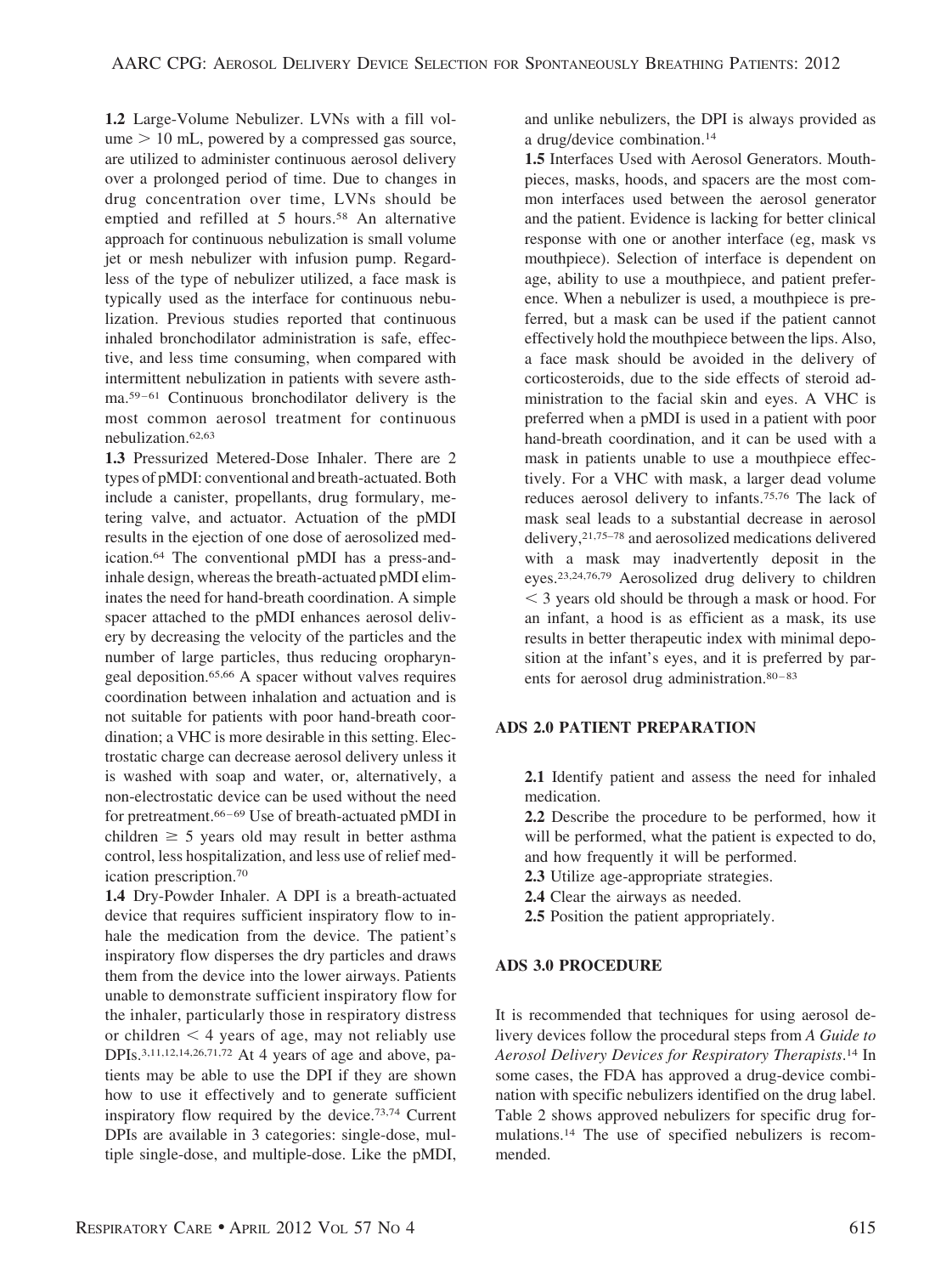**1.2** Large-Volume Nebulizer. LVNs with a fill volume > 10 mL, powered by a compressed gas source, are utilized to administer continuous aerosol delivery over a prolonged period of time. Due to changes in drug concentration over time, LVNs should be emptied and refilled at 5 hours.[58] An alternative approach for continuous nebulization is small volume jet or mesh nebulizer with infusion pump. Regardless of the type of nebulizer utilized, a face mask is typically used as the interface for continuous nebulization. Previous studies reported that continuous inhaled bronchodilator administration is safe, effective, and less time consuming, when compared with intermittent nebulization in patients with severe asthma.[59–61] Continuous bronchodilator delivery is the most common aerosol treatment for continuous nebulization.[62,63]

**1.3** Pressurized Metered-Dose Inhaler. There are 2 types of pMDI: conventional and breath-actuated. Both include a canister, propellants, drug formulary, metering valve, and actuator. Actuation of the pMDI results in the ejection of one dose of aerosolized medication.[64] The conventional pMDI has a press-and-inhale design, whereas the breath-actuated pMDI eliminates the need for hand-breath coordination. A simple spacer attached to the pMDI enhances aerosol delivery by decreasing the velocity of the particles and the number of large particles, thus reducing oropharyngeal deposition.[65,66] A spacer without valves requires coordination between inhalation and actuation and is not suitable for patients with poor hand-breath coordination; a VHC is more desirable in this setting. Electrostatic charge can decrease aerosol delivery unless it is washed with soap and water, or, alternatively, a non-electrostatic device can be used without the need for pretreatment.[66–69] Use of breath-actuated pMDI in children ≥ 5 years old may result in better asthma control, less hospitalization, and less use of relief medication prescription.[70]

**1.4** Dry-Powder Inhaler. A DPI is a breath-actuated device that requires sufficient inspiratory flow to inhale the medication from the device. The patient's inspiratory flow disperses the dry particles and draws them from the device into the lower airways. Patients unable to demonstrate sufficient inspiratory flow for the inhaler, particularly those in respiratory distress or children < 4 years of age, may not reliably use DPIs.[3,11,12,14,26,71,72] At 4 years of age and above, patients may be able to use the DPI if they are shown how to use it effectively and to generate sufficient inspiratory flow required by the device.[73,74] Current DPIs are available in 3 categories: single-dose, multiple single-dose, and multiple-dose. Like the pMDI, and unlike nebulizers, the DPI is always provided as a drug/device combination.[14]

**1.5** Interfaces Used with Aerosol Generators. Mouthpieces, masks, hoods, and spacers are the most common interfaces used between the aerosol generator and the patient. Evidence is lacking for better clinical response with one or another interface (eg, mask vs mouthpiece). Selection of interface is dependent on age, ability to use a mouthpiece, and patient preference. When a nebulizer is used, a mouthpiece is preferred, but a mask can be used if the patient cannot effectively hold the mouthpiece between the lips. Also, a face mask should be avoided in the delivery of corticosteroids, due to the side effects of steroid administration to the facial skin and eyes. A VHC is preferred when a pMDI is used in a patient with poor hand-breath coordination, and it can be used with a mask in patients unable to use a mouthpiece effectively. For a VHC with mask, a larger dead volume reduces aerosol delivery to infants.[75,76] The lack of mask seal leads to a substantial decrease in aerosol delivery,[21,75–78] and aerosolized medications delivered with a mask may inadvertently deposit in the eyes.[23,24,76,79] Aerosolized drug delivery to children < 3 years old should be through a mask or hood. For an infant, a hood is as efficient as a mask, its use results in better therapeutic index with minimal deposition at the infant's eyes, and it is preferred by parents for aerosol drug administration.[80–83]

## ADS 2.0 PATIENT PREPARATION

**2.1** Identify patient and assess the need for inhaled medication.

**2.2** Describe the procedure to be performed, how it will be performed, what the patient is expected to do, and how frequently it will be performed.

**2.3** Utilize age-appropriate strategies.

**2.4** Clear the airways as needed.

**2.5** Position the patient appropriately.

## ADS 3.0 PROCEDURE

It is recommended that techniques for using aerosol delivery devices follow the procedural steps from *A Guide to Aerosol Delivery Devices for Respiratory Therapists*.[14] In some cases, the FDA has approved a drug-device combination with specific nebulizers identified on the drug label. Table 2 shows approved nebulizers for specific drug formulations.[14] The use of specified nebulizers is recommended.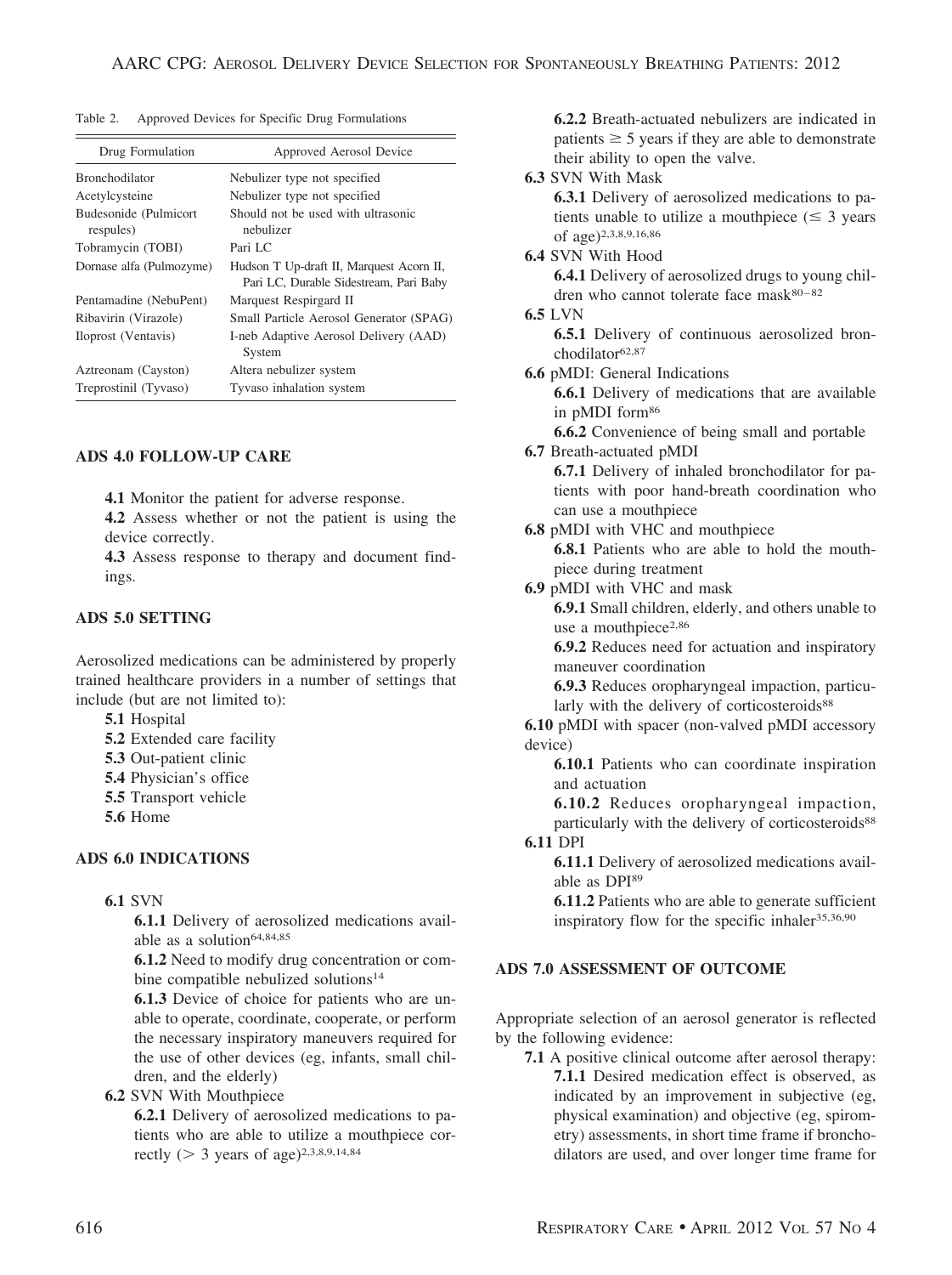Table 2. Approved Devices for Specific Drug Formulations

| Drug Formulation | Approved Aerosol Device |
|---|---|
| Bronchodilator | Nebulizer type not specified |
| Acetylcysteine | Nebulizer type not specified |
| Budesonide (Pulmicort respules) | Should not be used with ultrasonic nebulizer |
| Tobramycin (TOBI) | Pari LC |
| Dornase alfa (Pulmozyme) | Hudson T Up-draft II, Marquest Acorn II, Pari LC, Durable Sidestream, Pari Baby |
| Pentamadine (NebuPent) | Marquest Respirgard II |
| Ribavirin (Virazole) | Small Particle Aerosol Generator (SPAG) |
| Iloprost (Ventavis) | I-neb Adaptive Aerosol Delivery (AAD) System |
| Aztreonam (Cayston) | Altera nebulizer system |
| Treprostinil (Tyvaso) | Tyvaso inhalation system |

## ADS 4.0 FOLLOW-UP CARE

**4.1** Monitor the patient for adverse response.

**4.2** Assess whether or not the patient is using the device correctly.

**4.3** Assess response to therapy and document findings.

## ADS 5.0 SETTING

Aerosolized medications can be administered by properly trained healthcare providers in a number of settings that include (but are not limited to):

**5.1** Hospital

**5.2** Extended care facility

**5.3** Out-patient clinic

**5.4** Physician's office

**5.5** Transport vehicle

**5.6** Home

## ADS 6.0 INDICATIONS

**6.1** SVN

**6.1.1** Delivery of aerosolized medications available as a solution[64,84,85]

**6.1.2** Need to modify drug concentration or combine compatible nebulized solutions[14]

**6.1.3** Device of choice for patients who are unable to operate, coordinate, cooperate, or perform the necessary inspiratory maneuvers required for the use of other devices (eg, infants, small children, and the elderly)

**6.2** SVN With Mouthpiece

**6.2.1** Delivery of aerosolized medications to patients who are able to utilize a mouthpiece correctly (> 3 years of age)[2,3,8,9,14,84]

**6.2.2** Breath-actuated nebulizers are indicated in patients ≥ 5 years if they are able to demonstrate their ability to open the valve.

**6.3** SVN With Mask

**6.3.1** Delivery of aerosolized medications to patients unable to utilize a mouthpiece (≤ 3 years of age)[2,3,8,9,16,86]

**6.4** SVN With Hood

**6.4.1** Delivery of aerosolized drugs to young children who cannot tolerate face mask[80–82]

**6.5** LVN

**6.5.1** Delivery of continuous aerosolized bronchodilator[62,87]

**6.6** pMDI: General Indications

**6.6.1** Delivery of medications that are available in pMDI form[86]

**6.6.2** Convenience of being small and portable

**6.7** Breath-actuated pMDI

**6.7.1** Delivery of inhaled bronchodilator for patients with poor hand-breath coordination who can use a mouthpiece

**6.8** pMDI with VHC and mouthpiece

**6.8.1** Patients who are able to hold the mouthpiece during treatment

**6.9** pMDI with VHC and mask

**6.9.1** Small children, elderly, and others unable to use a mouthpiece[2,86]

**6.9.2** Reduces need for actuation and inspiratory maneuver coordination

**6.9.3** Reduces oropharyngeal impaction, particularly with the delivery of corticosteroids[88]

**6.10** pMDI with spacer (non-valved pMDI accessory device)

**6.10.1** Patients who can coordinate inspiration and actuation

**6.10.2** Reduces oropharyngeal impaction, particularly with the delivery of corticosteroids[88]

**6.11** DPI

**6.11.1** Delivery of aerosolized medications available as DPI[89]

**6.11.2** Patients who are able to generate sufficient inspiratory flow for the specific inhaler[35,36,90]

## ADS 7.0 ASSESSMENT OF OUTCOME

Appropriate selection of an aerosol generator is reflected by the following evidence:

**7.1** A positive clinical outcome after aerosol therapy:

**7.1.1** Desired medication effect is observed, as indicated by an improvement in subjective (eg, physical examination) and objective (eg, spirometry) assessments, in short time frame if bronchodilators are used, and over longer time frame for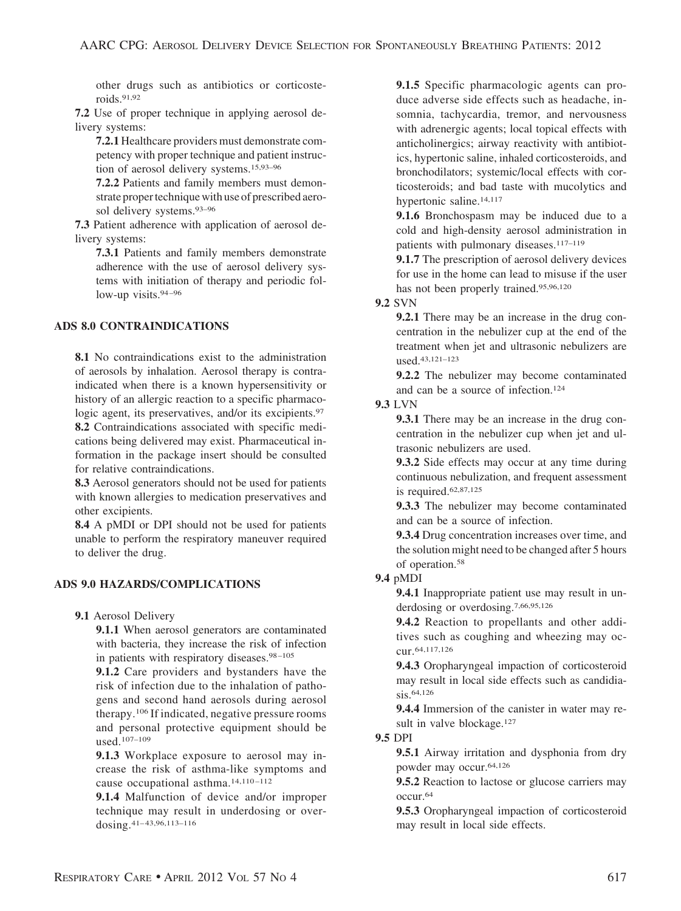other drugs such as antibiotics or corticosteroids.[91,92]

**7.2** Use of proper technique in applying aerosol delivery systems:

**7.2.1** Healthcare providers must demonstrate competency with proper technique and patient instruction of aerosol delivery systems.[15,93–96]

**7.2.2** Patients and family members must demonstrate proper technique with use of prescribed aerosol delivery systems.[93–96]

**7.3** Patient adherence with application of aerosol delivery systems:

**7.3.1** Patients and family members demonstrate adherence with the use of aerosol delivery systems with initiation of therapy and periodic follow-up visits.[94–96]

## ADS 8.0 CONTRAINDICATIONS

**8.1** No contraindications exist to the administration of aerosols by inhalation. Aerosol therapy is contraindicated when there is a known hypersensitivity or history of an allergic reaction to a specific pharmacologic agent, its preservatives, and/or its excipients.[97]

**8.2** Contraindications associated with specific medications being delivered may exist. Pharmaceutical information in the package insert should be consulted for relative contraindications.

**8.3** Aerosol generators should not be used for patients with known allergies to medication preservatives and other excipients.

**8.4** A pMDI or DPI should not be used for patients unable to perform the respiratory maneuver required to deliver the drug.

## ADS 9.0 HAZARDS/COMPLICATIONS

**9.1** Aerosol Delivery

**9.1.1** When aerosol generators are contaminated with bacteria, they increase the risk of infection in patients with respiratory diseases.[98–105]

**9.1.2** Care providers and bystanders have the risk of infection due to the inhalation of pathogens and second hand aerosols during aerosol therapy.[106] If indicated, negative pressure rooms and personal protective equipment should be used.[107–109]

**9.1.3** Workplace exposure to aerosol may increase the risk of asthma-like symptoms and cause occupational asthma.[14,110–112]

**9.1.4** Malfunction of device and/or improper technique may result in underdosing or overdosing.[41–43,96,113–116]

**9.1.5** Specific pharmacologic agents can produce adverse side effects such as headache, insomnia, tachycardia, tremor, and nervousness with adrenergic agents; local topical effects with anticholinergics; airway reactivity with antibiotics, hypertonic saline, inhaled corticosteroids, and bronchodilators; systemic/local effects with corticosteroids; and bad taste with mucolytics and hypertonic saline.[14,117]

**9.1.6** Bronchospasm may be induced due to a cold and high-density aerosol administration in patients with pulmonary diseases.[117–119]

**9.1.7** The prescription of aerosol delivery devices for use in the home can lead to misuse if the user has not been properly trained.[95,96,120]

**9.2** SVN

**9.2.1** There may be an increase in the drug concentration in the nebulizer cup at the end of the treatment when jet and ultrasonic nebulizers are used.[43,121–123]

**9.2.2** The nebulizer may become contaminated and can be a source of infection.[124]

**9.3** LVN

**9.3.1** There may be an increase in the drug concentration in the nebulizer cup when jet and ultrasonic nebulizers are used.

**9.3.2** Side effects may occur at any time during continuous nebulization, and frequent assessment is required.[62,87,125]

**9.3.3** The nebulizer may become contaminated and can be a source of infection.

**9.3.4** Drug concentration increases over time, and the solution might need to be changed after 5 hours of operation.[58]

**9.4** pMDI

**9.4.1** Inappropriate patient use may result in underdosing or overdosing.[7,66,95,126]

**9.4.2** Reaction to propellants and other additives such as coughing and wheezing may occur.[64,117,126]

**9.4.3** Oropharyngeal impaction of corticosteroid may result in local side effects such as candidiasis.[64,126]

**9.4.4** Immersion of the canister in water may result in valve blockage.[127]

**9.5** DPI

**9.5.1** Airway irritation and dysphonia from dry powder may occur.[64,126]

**9.5.2** Reaction to lactose or glucose carriers may occur.[64]

**9.5.3** Oropharyngeal impaction of corticosteroid may result in local side effects.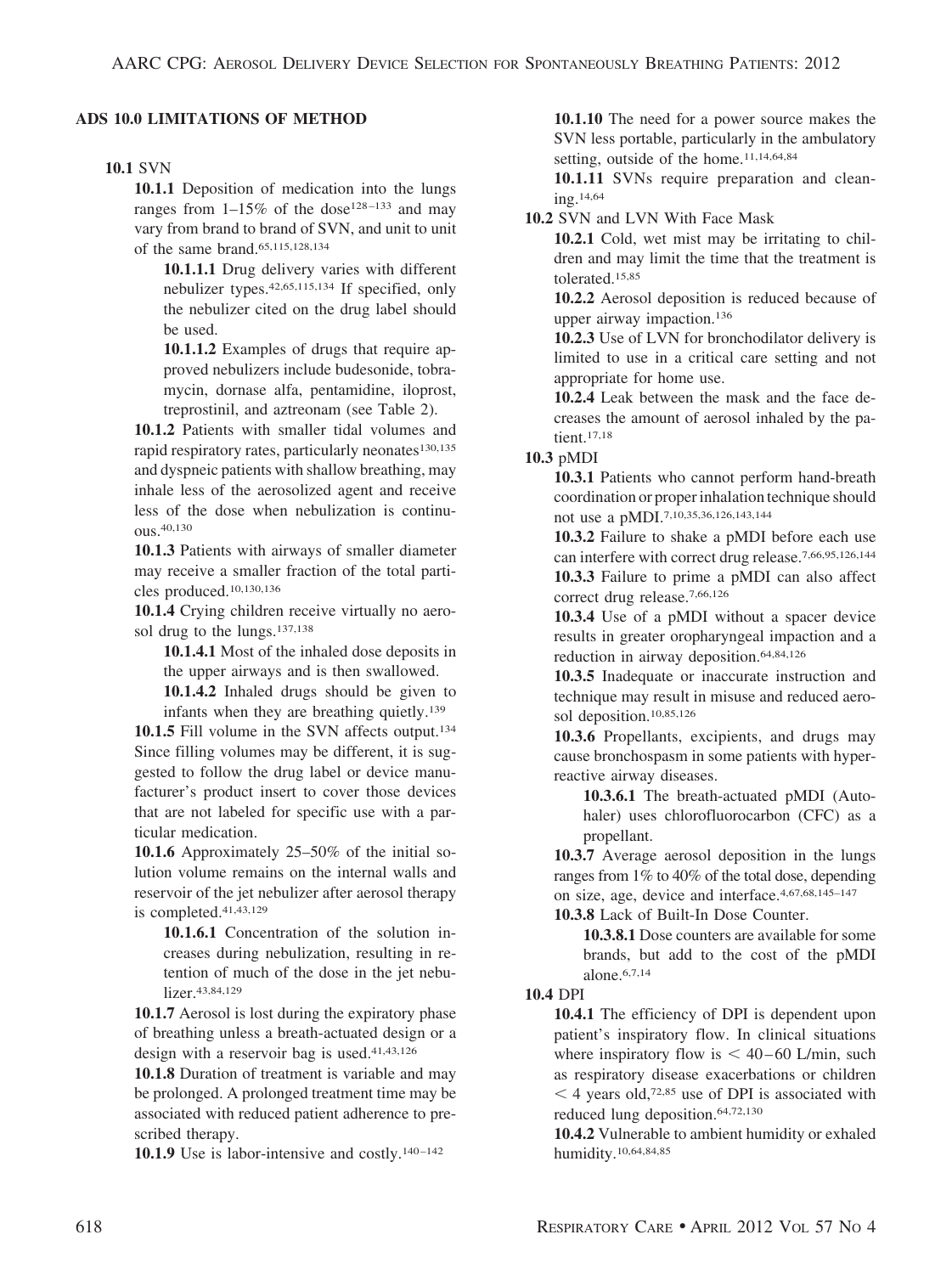## ADS 10.0 LIMITATIONS OF METHOD

**10.1** SVN

**10.1.1** Deposition of medication into the lungs ranges from 1–15% of the dose[128–133] and may vary from brand to brand of SVN, and unit to unit of the same brand.[65,115,128,134]

**10.1.1.1** Drug delivery varies with different nebulizer types.[42,65,115,134] If specified, only the nebulizer cited on the drug label should be used.

**10.1.1.2** Examples of drugs that require approved nebulizers include budesonide, tobramycin, dornase alfa, pentamidine, iloprost, treprostinil, and aztreonam (see Table 2).

**10.1.2** Patients with smaller tidal volumes and rapid respiratory rates, particularly neonates[130,135] and dyspneic patients with shallow breathing, may inhale less of the aerosolized agent and receive less of the dose when nebulization is continuous.[40,130]

**10.1.3** Patients with airways of smaller diameter may receive a smaller fraction of the total particles produced.[10,130,136]

**10.1.4** Crying children receive virtually no aerosol drug to the lungs.[137,138]

**10.1.4.1** Most of the inhaled dose deposits in the upper airways and is then swallowed.

**10.1.4.2** Inhaled drugs should be given to infants when they are breathing quietly.[139]

**10.1.5** Fill volume in the SVN affects output.[134] Since filling volumes may be different, it is suggested to follow the drug label or device manufacturer's product insert to cover those devices that are not labeled for specific use with a particular medication.

**10.1.6** Approximately 25–50% of the initial solution volume remains on the internal walls and reservoir of the jet nebulizer after aerosol therapy is completed.[41,43,129]

**10.1.6.1** Concentration of the solution increases during nebulization, resulting in retention of much of the dose in the jet nebulizer.[43,84,129]

**10.1.7** Aerosol is lost during the expiratory phase of breathing unless a breath-actuated design or a design with a reservoir bag is used.[41,43,126]

**10.1.8** Duration of treatment is variable and may be prolonged. A prolonged treatment time may be associated with reduced patient adherence to prescribed therapy.

**10.1.9** Use is labor-intensive and costly.[140–142]

**10.1.10** The need for a power source makes the SVN less portable, particularly in the ambulatory setting, outside of the home.[11,14,64,84]

**10.1.11** SVNs require preparation and cleaning.[14,64]

**10.2** SVN and LVN With Face Mask

**10.2.1** Cold, wet mist may be irritating to children and may limit the time that the treatment is tolerated.[15,85]

**10.2.2** Aerosol deposition is reduced because of upper airway impaction.[136]

**10.2.3** Use of LVN for bronchodilator delivery is limited to use in a critical care setting and not appropriate for home use.

**10.2.4** Leak between the mask and the face decreases the amount of aerosol inhaled by the patient.[17,18]

**10.3** pMDI

**10.3.1** Patients who cannot perform hand-breath coordination or proper inhalation technique should not use a pMDI.[7,10,35,36,126,143,144]

**10.3.2** Failure to shake a pMDI before each use can interfere with correct drug release.[7,66,95,126,144]

**10.3.3** Failure to prime a pMDI can also affect correct drug release.[7,66,126]

**10.3.4** Use of a pMDI without a spacer device results in greater oropharyngeal impaction and a reduction in airway deposition.[64,84,126]

**10.3.5** Inadequate or inaccurate instruction and technique may result in misuse and reduced aerosol deposition.[10,85,126]

**10.3.6** Propellants, excipients, and drugs may cause bronchospasm in some patients with hyperreactive airway diseases.

**10.3.6.1** The breath-actuated pMDI (Autohaler) uses chlorofluorocarbon (CFC) as a propellant.

**10.3.7** Average aerosol deposition in the lungs ranges from 1% to 40% of the total dose, depending on size, age, device and interface.[4,67,68,145–147]

**10.3.8** Lack of Built-In Dose Counter.

**10.3.8.1** Dose counters are available for some brands, but add to the cost of the pMDI alone.[6,7,14]

**10.4** DPI

**10.4.1** The efficiency of DPI is dependent upon patient's inspiratory flow. In clinical situations where inspiratory flow is < 40–60 L/min, such as respiratory disease exacerbations or children < 4 years old,[72,85] use of DPI is associated with reduced lung deposition.[64,72,130]

**10.4.2** Vulnerable to ambient humidity or exhaled humidity.[10,64,84,85]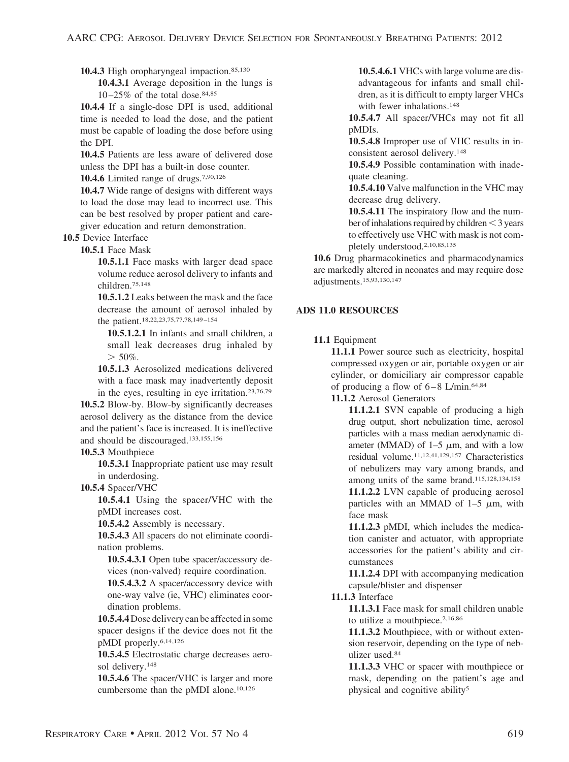**10.4.3** High oropharyngeal impaction.[85,130]

**10.4.3.1** Average deposition in the lungs is 10–25% of the total dose.[84,85]

**10.4.4** If a single-dose DPI is used, additional time is needed to load the dose, and the patient must be capable of loading the dose before using the DPI.

**10.4.5** Patients are less aware of delivered dose unless the DPI has a built-in dose counter.

**10.4.6** Limited range of drugs.[7,90,126]

**10.4.7** Wide range of designs with different ways to load the dose may lead to incorrect use. This can be best resolved by proper patient and caregiver education and return demonstration.

**10.5** Device Interface

**10.5.1** Face Mask

**10.5.1.1** Face masks with larger dead space volume reduce aerosol delivery to infants and children.[75,148]

**10.5.1.2** Leaks between the mask and the face decrease the amount of aerosol inhaled by the patient.[18,22,23,75,77,78,149–154]

**10.5.1.2.1** In infants and small children, a small leak decreases drug inhaled by $> 50\%$.

**10.5.1.3** Aerosolized medications delivered with a face mask may inadvertently deposit in the eyes, resulting in eye irritation.[23,76,79]

**10.5.2** Blow-by. Blow-by significantly decreases aerosol delivery as the distance from the device and the patient's face is increased. It is ineffective and should be discouraged.[133,155,156]

**10.5.3** Mouthpiece

**10.5.3.1** Inappropriate patient use may result in underdosing.

**10.5.4** Spacer/VHC

**10.5.4.1** Using the spacer/VHC with the pMDI increases cost.

**10.5.4.2** Assembly is necessary.

**10.5.4.3** All spacers do not eliminate coordination problems.

**10.5.4.3.1** Open tube spacer/accessory devices (non-valved) require coordination.

**10.5.4.3.2** A spacer/accessory device with one-way valve (ie, VHC) eliminates coordination problems.

**10.5.4.4** Dose delivery can be affected in some spacer designs if the device does not fit the pMDI properly.[6,14,126]

**10.5.4.5** Electrostatic charge decreases aerosol delivery.[148]

**10.5.4.6** The spacer/VHC is larger and more cumbersome than the pMDI alone.[10,126]

**10.5.4.6.1** VHCs with large volume are disadvantageous for infants and small children, as it is difficult to empty larger VHCs with fewer inhalations.[148]

**10.5.4.7** All spacer/VHCs may not fit all pMDIs.

**10.5.4.8** Improper use of VHC results in inconsistent aerosol delivery.[148]

**10.5.4.9** Possible contamination with inadequate cleaning.

**10.5.4.10** Valve malfunction in the VHC may decrease drug delivery.

**10.5.4.11** The inspiratory flow and the number of inhalations required by children $< 3$ years to effectively use VHC with mask is not completely understood.[2,10,85,135]

**10.6** Drug pharmacokinetics and pharmacodynamics are markedly altered in neonates and may require dose adjustments.[15,93,130,147]

## ADS 11.0 RESOURCES

**11.1** Equipment

**11.1.1** Power source such as electricity, hospital compressed oxygen or air, portable oxygen or air cylinder, or domiciliary air compressor capable of producing a flow of 6–8 L/min.[64,84]

**11.1.2** Aerosol Generators

**11.1.2.1** SVN capable of producing a high drug output, short nebulization time, aerosol particles with a mass median aerodynamic diameter (MMAD) of 1–5 $\mu$m, and with a low residual volume.[11,12,41,129,157] Characteristics of nebulizers may vary among brands, and among units of the same brand.[115,128,134,158]

**11.1.2.2** LVN capable of producing aerosol particles with an MMAD of 1–5 $\mu$m, with face mask

**11.1.2.3** pMDI, which includes the medication canister and actuator, with appropriate accessories for the patient's ability and circumstances

**11.1.2.4** DPI with accompanying medication capsule/blister and dispenser

**11.1.3** Interface

**11.1.3.1** Face mask for small children unable to utilize a mouthpiece.[2,16,86]

**11.1.3.2** Mouthpiece, with or without extension reservoir, depending on the type of nebulizer used.[84]

**11.1.3.3** VHC or spacer with mouthpiece or mask, depending on the patient's age and physical and cognitive ability[5]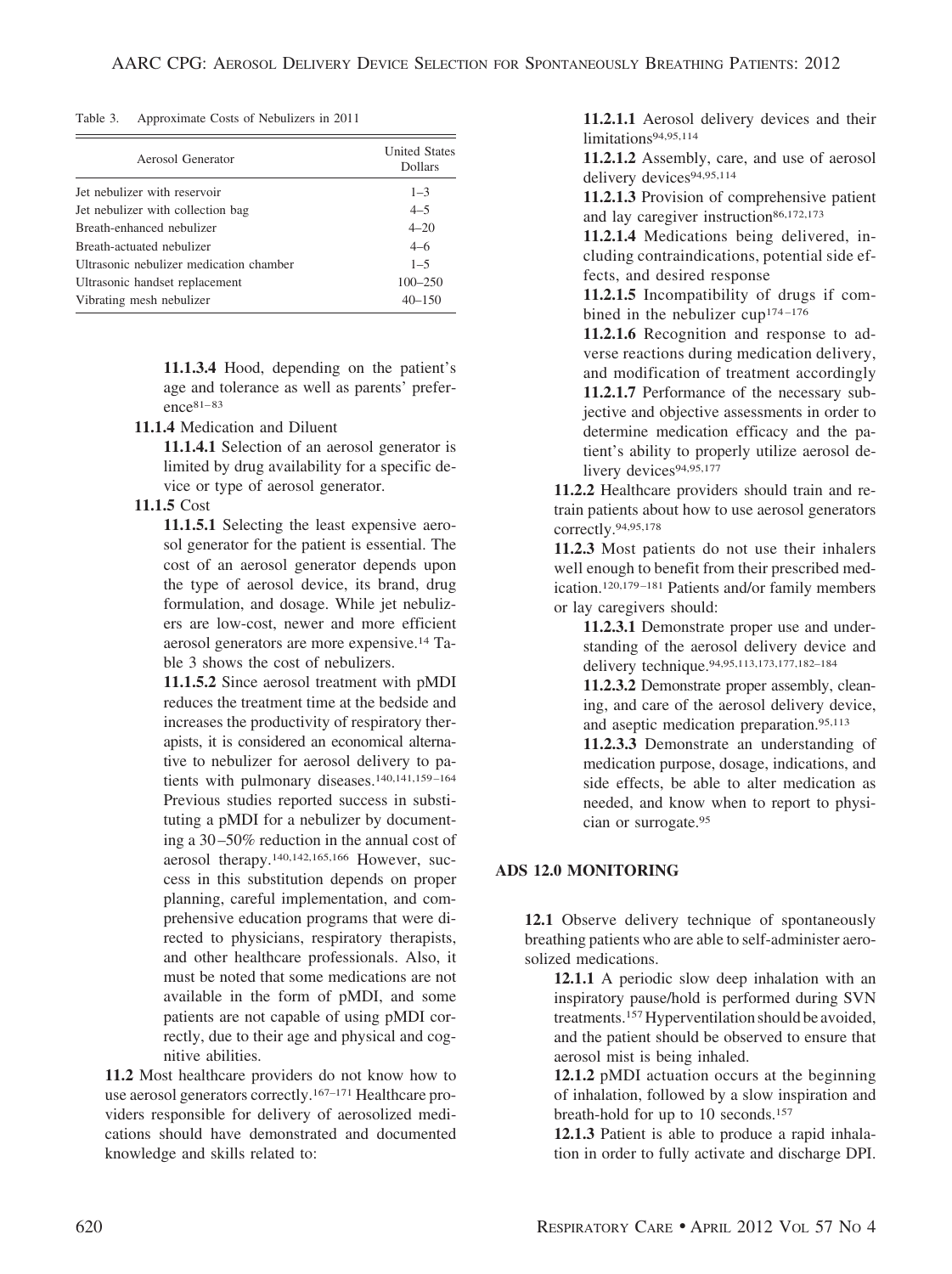Table 3. Approximate Costs of Nebulizers in 2011

| Aerosol Generator | United States Dollars |
|---|---|
| Jet nebulizer with reservoir | 1–3 |
| Jet nebulizer with collection bag | 4–5 |
| Breath-enhanced nebulizer | 4–20 |
| Breath-actuated nebulizer | 4–6 |
| Ultrasonic nebulizer medication chamber | 1–5 |
| Ultrasonic handset replacement | 100–250 |
| Vibrating mesh nebulizer | 40–150 |

**11.1.3.4** Hood, depending on the patient's age and tolerance as well as parents' preference[81–83]

**11.1.4** Medication and Diluent

**11.1.4.1** Selection of an aerosol generator is limited by drug availability for a specific device or type of aerosol generator.

**11.1.5** Cost

**11.1.5.1** Selecting the least expensive aerosol generator for the patient is essential. The cost of an aerosol generator depends upon the type of aerosol device, its brand, drug formulation, and dosage. While jet nebulizers are low-cost, newer and more efficient aerosol generators are more expensive.[14] Table 3 shows the cost of nebulizers.

**11.1.5.2** Since aerosol treatment with pMDI reduces the treatment time at the bedside and increases the productivity of respiratory therapists, it is considered an economical alternative to nebulizer for aerosol delivery to patients with pulmonary diseases.[140,141,159–164] Previous studies reported success in substituting a pMDI for a nebulizer by documenting a 30–50% reduction in the annual cost of aerosol therapy.[140,142,165,166] However, success in this substitution depends on proper planning, careful implementation, and comprehensive education programs that were directed to physicians, respiratory therapists, and other healthcare professionals. Also, it must be noted that some medications are not available in the form of pMDI, and some patients are not capable of using pMDI correctly, due to their age and physical and cognitive abilities.

**11.2** Most healthcare providers do not know how to use aerosol generators correctly.[167–171] Healthcare providers responsible for delivery of aerosolized medications should have demonstrated and documented knowledge and skills related to:

**11.2.1.1** Aerosol delivery devices and their limitations[94,95,114]

**11.2.1.2** Assembly, care, and use of aerosol delivery devices[94,95,114]

**11.2.1.3** Provision of comprehensive patient and lay caregiver instruction[86,172,173]

**11.2.1.4** Medications being delivered, including contraindications, potential side effects, and desired response

**11.2.1.5** Incompatibility of drugs if combined in the nebulizer cup[174–176]

**11.2.1.6** Recognition and response to adverse reactions during medication delivery, and modification of treatment accordingly

**11.2.1.7** Performance of the necessary subjective and objective assessments in order to determine medication efficacy and the patient's ability to properly utilize aerosol delivery devices[94,95,177]

**11.2.2** Healthcare providers should train and retrain patients about how to use aerosol generators correctly.[94,95,178]

**11.2.3** Most patients do not use their inhalers well enough to benefit from their prescribed medication.[120,179–181] Patients and/or family members or lay caregivers should:

**11.2.3.1** Demonstrate proper use and understanding of the aerosol delivery device and delivery technique.[94,95,113,173,177,182–184]

**11.2.3.2** Demonstrate proper assembly, cleaning, and care of the aerosol delivery device, and aseptic medication preparation.[95,113]

**11.2.3.3** Demonstrate an understanding of medication purpose, dosage, indications, and side effects, be able to alter medication as needed, and know when to report to physician or surrogate.[95]

## ADS 12.0 MONITORING

**12.1** Observe delivery technique of spontaneously breathing patients who are able to self-administer aerosolized medications.

**12.1.1** A periodic slow deep inhalation with an inspiratory pause/hold is performed during SVN treatments.[157] Hyperventilation should be avoided, and the patient should be observed to ensure that aerosol mist is being inhaled.

**12.1.2** pMDI actuation occurs at the beginning of inhalation, followed by a slow inspiration and breath-hold for up to 10 seconds.[157]

**12.1.3** Patient is able to produce a rapid inhalation in order to fully activate and discharge DPI.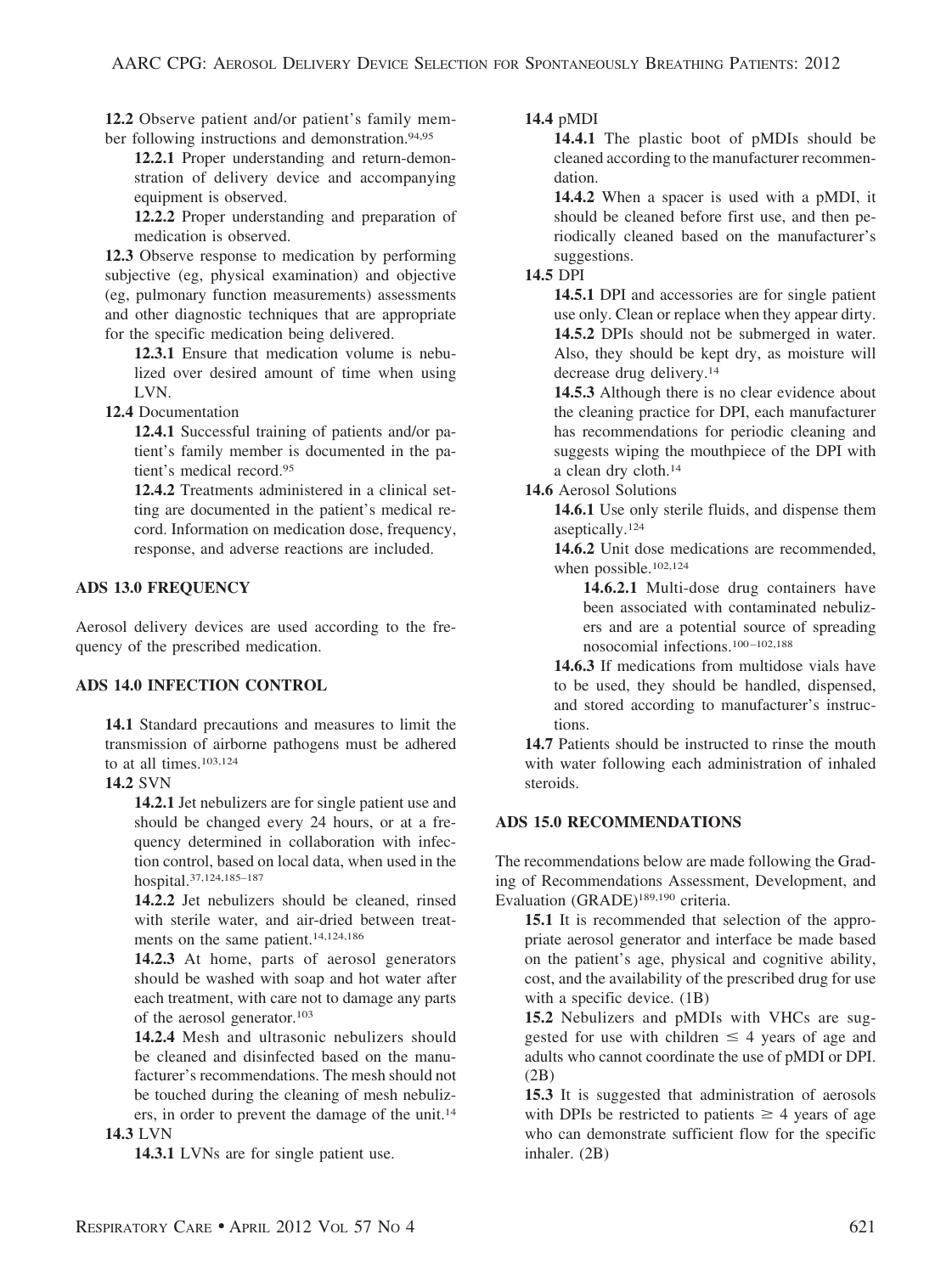**12.2** Observe patient and/or patient's family member following instructions and demonstration.[94,95]

**12.2.1** Proper understanding and return-demonstration of delivery device and accompanying equipment is observed.

**12.2.2** Proper understanding and preparation of medication is observed.

**12.3** Observe response to medication by performing subjective (eg, physical examination) and objective (eg, pulmonary function measurements) assessments and other diagnostic techniques that are appropriate for the specific medication being delivered.

**12.3.1** Ensure that medication volume is nebulized over desired amount of time when using LVN.

**12.4** Documentation

**12.4.1** Successful training of patients and/or patient's family member is documented in the patient's medical record.[95]

**12.4.2** Treatments administered in a clinical setting are documented in the patient's medical record. Information on medication dose, frequency, response, and adverse reactions are included.

## ADS 13.0 FREQUENCY

Aerosol delivery devices are used according to the frequency of the prescribed medication.

## ADS 14.0 INFECTION CONTROL

**14.1** Standard precautions and measures to limit the transmission of airborne pathogens must be adhered to at all times.[103,124]

**14.2** SVN

**14.2.1** Jet nebulizers are for single patient use and should be changed every 24 hours, or at a frequency determined in collaboration with infection control, based on local data, when used in the hospital.[37,124,185–187]

**14.2.2** Jet nebulizers should be cleaned, rinsed with sterile water, and air-dried between treatments on the same patient.[14,124,186]

**14.2.3** At home, parts of aerosol generators should be washed with soap and hot water after each treatment, with care not to damage any parts of the aerosol generator.[103]

**14.2.4** Mesh and ultrasonic nebulizers should be cleaned and disinfected based on the manufacturer's recommendations. The mesh should not be touched during the cleaning of mesh nebulizers, in order to prevent the damage of the unit.[14]

**14.3** LVN

**14.3.1** LVNs are for single patient use.

**14.4** pMDI

**14.4.1** The plastic boot of pMDIs should be cleaned according to the manufacturer recommendation.

**14.4.2** When a spacer is used with a pMDI, it should be cleaned before first use, and then periodically cleaned based on the manufacturer's suggestions.

**14.5** DPI

**14.5.1** DPI and accessories are for single patient use only. Clean or replace when they appear dirty.

**14.5.2** DPIs should not be submerged in water. Also, they should be kept dry, as moisture will decrease drug delivery.[14]

**14.5.3** Although there is no clear evidence about the cleaning practice for DPI, each manufacturer has recommendations for periodic cleaning and suggests wiping the mouthpiece of the DPI with a clean dry cloth.[14]

**14.6** Aerosol Solutions

**14.6.1** Use only sterile fluids, and dispense them aseptically.[124]

**14.6.2** Unit dose medications are recommended, when possible.[102,124]

**14.6.2.1** Multi-dose drug containers have been associated with contaminated nebulizers and are a potential source of spreading nosocomial infections.[100–102,188]

**14.6.3** If medications from multidose vials have to be used, they should be handled, dispensed, and stored according to manufacturer's instructions.

**14.7** Patients should be instructed to rinse the mouth with water following each administration of inhaled steroids.

## ADS 15.0 RECOMMENDATIONS

The recommendations below are made following the Grading of Recommendations Assessment, Development, and Evaluation (GRADE)[189,190] criteria.

**15.1** It is recommended that selection of the appropriate aerosol generator and interface be made based on the patient's age, physical and cognitive ability, cost, and the availability of the prescribed drug for use with a specific device. (1B)

**15.2** Nebulizers and pMDIs with VHCs are suggested for use with children $\leq$ 4 years of age and adults who cannot coordinate the use of pMDI or DPI. (2B)

**15.3** It is suggested that administration of aerosols with DPIs be restricted to patients $\geq$ 4 years of age who can demonstrate sufficient flow for the specific inhaler. (2B)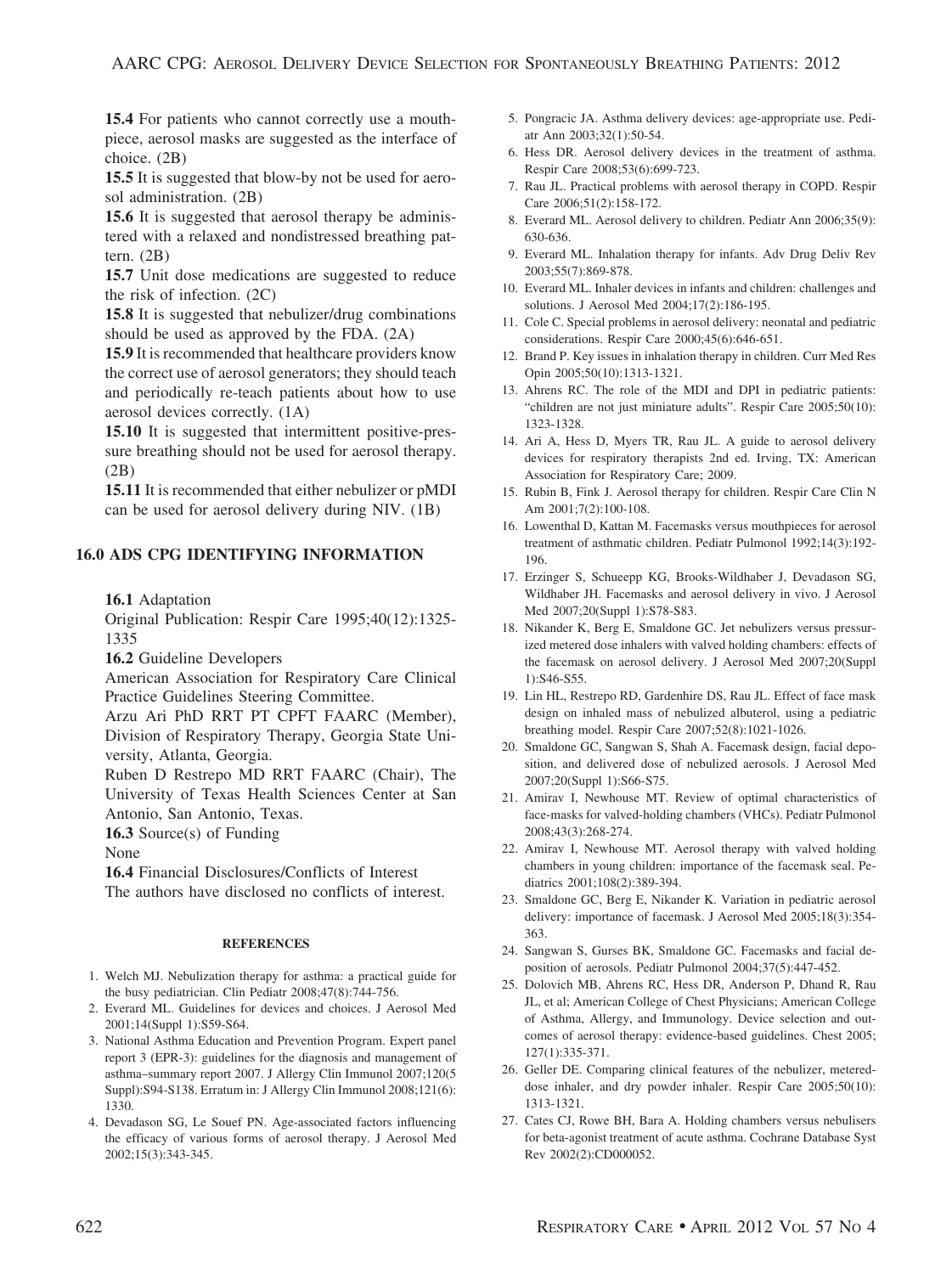**15.4** For patients who cannot correctly use a mouthpiece, aerosol masks are suggested as the interface of choice. (2B)

**15.5** It is suggested that blow-by not be used for aerosol administration. (2B)

**15.6** It is suggested that aerosol therapy be administered with a relaxed and nondistressed breathing pattern. (2B)

**15.7** Unit dose medications are suggested to reduce the risk of infection. (2C)

**15.8** It is suggested that nebulizer/drug combinations should be used as approved by the FDA. (2A)

**15.9** It is recommended that healthcare providers know the correct use of aerosol generators; they should teach and periodically re-teach patients about how to use aerosol devices correctly. (1A)

**15.10** It is suggested that intermittent positive-pressure breathing should not be used for aerosol therapy. (2B)

**15.11** It is recommended that either nebulizer or pMDI can be used for aerosol delivery during NIV. (1B)

## 16.0 ADS CPG IDENTIFYING INFORMATION

**16.1** Adaptation

Original Publication: Respir Care 1995;40(12):1325-1335

**16.2** Guideline Developers

American Association for Respiratory Care Clinical Practice Guidelines Steering Committee.

Arzu Ari PhD RRT PT CPFT FAARC (Member), Division of Respiratory Therapy, Georgia State University, Atlanta, Georgia.

Ruben D Restrepo MD RRT FAARC (Chair), The University of Texas Health Sciences Center at San Antonio, San Antonio, Texas.

**16.3** Source(s) of Funding

None

**16.4** Financial Disclosures/Conflicts of Interest

The authors have disclosed no conflicts of interest.

### REFERENCES

1. Welch MJ. Nebulization therapy for asthma: a practical guide for the busy pediatrician. Clin Pediatr 2008;47(8):744-756.
2. Everard ML. Guidelines for devices and choices. J Aerosol Med 2001;14(Suppl 1):S59-S64.
3. National Asthma Education and Prevention Program. Expert panel report 3 (EPR-3): guidelines for the diagnosis and management of asthma–summary report 2007. J Allergy Clin Immunol 2007;120(5 Suppl):S94-S138. Erratum in: J Allergy Clin Immunol 2008;121(6): 1330.
4. Devadason SG, Le Souef PN. Age-associated factors influencing the efficacy of various forms of aerosol therapy. J Aerosol Med 2002;15(3):343-345.
5. Pongracic JA. Asthma delivery devices: age-appropriate use. Pediatr Ann 2003;32(1):50-54.
6. Hess DR. Aerosol delivery devices in the treatment of asthma. Respir Care 2008;53(6):699-723.
7. Rau JL. Practical problems with aerosol therapy in COPD. Respir Care 2006;51(2):158-172.
8. Everard ML. Aerosol delivery to children. Pediatr Ann 2006;35(9): 630-636.
9. Everard ML. Inhalation therapy for infants. Adv Drug Deliv Rev 2003;55(7):869-878.
10. Everard ML. Inhaler devices in infants and children: challenges and solutions. J Aerosol Med 2004;17(2):186-195.
11. Cole C. Special problems in aerosol delivery: neonatal and pediatric considerations. Respir Care 2000;45(6):646-651.
12. Brand P. Key issues in inhalation therapy in children. Curr Med Res Opin 2005;50(10):1313-1321.
13. Ahrens RC. The role of the MDI and DPI in pediatric patients: "children are not just miniature adults". Respir Care 2005;50(10): 1323-1328.
14. Ari A, Hess D, Myers TR, Rau JL. A guide to aerosol delivery devices for respiratory therapists 2nd ed. Irving, TX: American Association for Respiratory Care; 2009.
15. Rubin B, Fink J. Aerosol therapy for children. Respir Care Clin N Am 2001;7(2):100-108.
16. Lowenthal D, Kattan M. Facemasks versus mouthpieces for aerosol treatment of asthmatic children. Pediatr Pulmonol 1992;14(3):192-196.
17. Erzinger S, Schueepp KG, Brooks-Wildhaber J, Devadason SG, Wildhaber JH. Facemasks and aerosol delivery in vivo. J Aerosol Med 2007;20(Suppl 1):S78-S83.
18. Nikander K, Berg E, Smaldone GC. Jet nebulizers versus pressurized metered dose inhalers with valved holding chambers: effects of the facemask on aerosol delivery. J Aerosol Med 2007;20(Suppl 1):S46-S55.
19. Lin HL, Restrepo RD, Gardenhire DS, Rau JL. Effect of face mask design on inhaled mass of nebulized albuterol, using a pediatric breathing model. Respir Care 2007;52(8):1021-1026.
20. Smaldone GC, Sangwan S, Shah A. Facemask design, facial deposition, and delivered dose of nebulized aerosols. J Aerosol Med 2007;20(Suppl 1):S66-S75.
21. Amirav I, Newhouse MT. Review of optimal characteristics of face-masks for valved-holding chambers (VHCs). Pediatr Pulmonol 2008;43(3):268-274.
22. Amirav I, Newhouse MT. Aerosol therapy with valved holding chambers in young children: importance of the facemask seal. Pediatrics 2001;108(2):389-394.
23. Smaldone GC, Berg E, Nikander K. Variation in pediatric aerosol delivery: importance of facemask. J Aerosol Med 2005;18(3):354-363.
24. Sangwan S, Gurses BK, Smaldone GC. Facemasks and facial deposition of aerosols. Pediatr Pulmonol 2004;37(5):447-452.
25. Dolovich MB, Ahrens RC, Hess DR, Anderson P, Dhand R, Rau JL, et al; American College of Chest Physicians; American College of Asthma, Allergy, and Immunology. Device selection and outcomes of aerosol therapy: evidence-based guidelines. Chest 2005; 127(1):335-371.
26. Geller DE. Comparing clinical features of the nebulizer, metered-dose inhaler, and dry powder inhaler. Respir Care 2005;50(10): 1313-1321.
27. Cates CJ, Rowe BH, Bara A. Holding chambers versus nebulisers for beta-agonist treatment of acute asthma. Cochrane Database Syst Rev 2002(2):CD000052.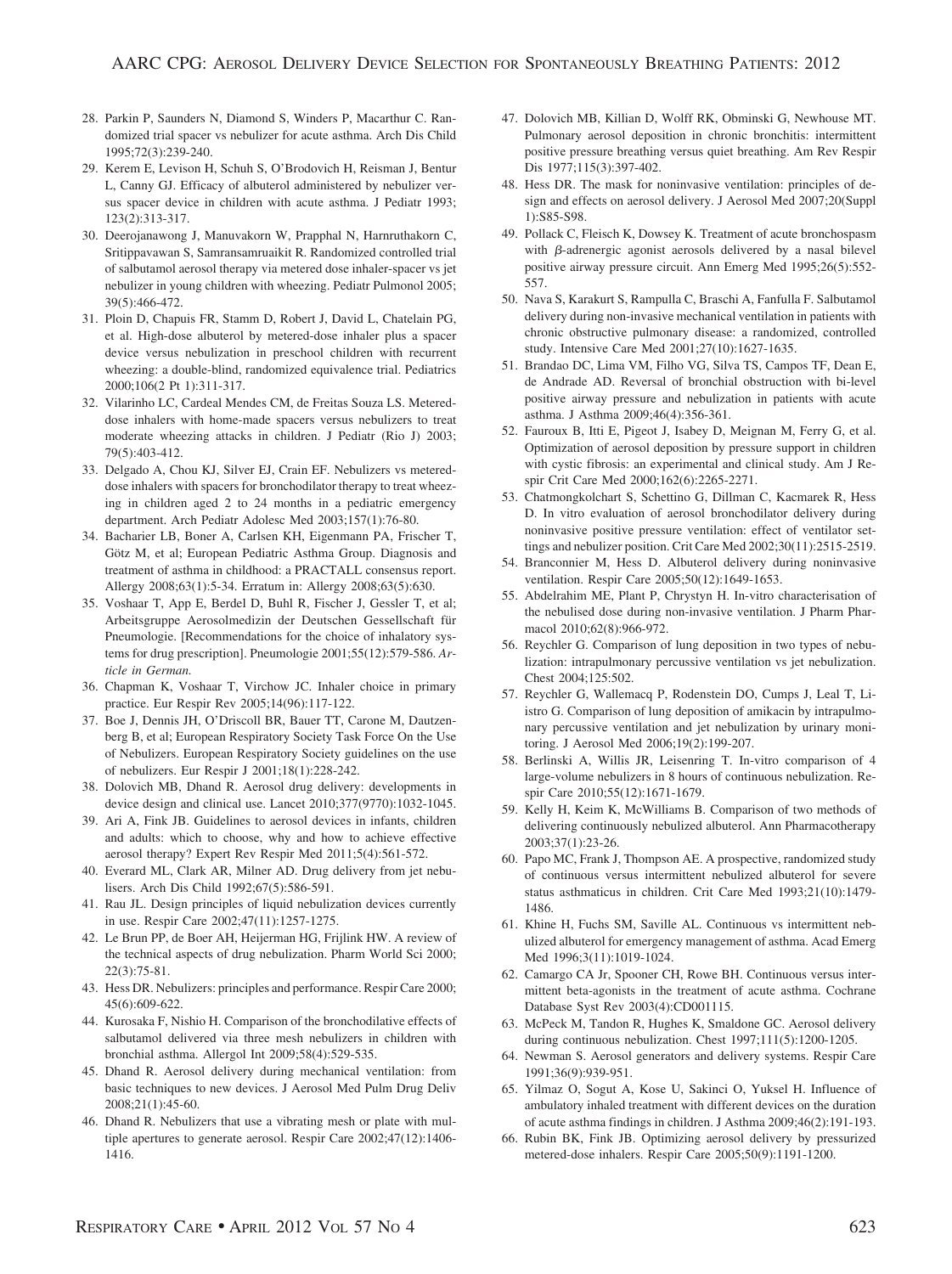28. Parkin P, Saunders N, Diamond S, Winders P, Macarthur C. Randomized trial spacer vs nebulizer for acute asthma. Arch Dis Child 1995;72(3):239-240.
29. Kerem E, Levison H, Schuh S, O'Brodovich H, Reisman J, Bentur L, Canny GJ. Efficacy of albuterol administered by nebulizer versus spacer device in children with acute asthma. J Pediatr 1993; 123(2):313-317.
30. Deerojanawong J, Manuvakorn W, Prapphal N, Harnruthakorn C, Sritippavawan S, Samransamruaikit R. Randomized controlled trial of salbutamol aerosol therapy via metered dose inhaler-spacer vs jet nebulizer in young children with wheezing. Pediatr Pulmonol 2005; 39(5):466-472.
31. Ploin D, Chapuis FR, Stamm D, Robert J, David L, Chatelain PG, et al. High-dose albuterol by metered-dose inhaler plus a spacer device versus nebulization in preschool children with recurrent wheezing: a double-blind, randomized equivalence trial. Pediatrics 2000;106(2 Pt 1):311-317.
32. Vilarinho LC, Cardeal Mendes CM, de Freitas Souza LS. Metered-dose inhalers with home-made spacers versus nebulizers to treat moderate wheezing attacks in children. J Pediatr (Rio J) 2003; 79(5):403-412.
33. Delgado A, Chou KJ, Silver EJ, Crain EF. Nebulizers vs metered-dose inhalers with spacers for bronchodilator therapy to treat wheezing in children aged 2 to 24 months in a pediatric emergency department. Arch Pediatr Adolesc Med 2003;157(1):76-80.
34. Bacharier LB, Boner A, Carlsen KH, Eigenmann PA, Frischer T, Götz M, et al; European Pediatric Asthma Group. Diagnosis and treatment of asthma in childhood: a PRACTALL consensus report. Allergy 2008;63(1):5-34. Erratum in: Allergy 2008;63(5):630.
35. Voshaar T, App E, Berdel D, Buhl R, Fischer J, Gessler T, et al; Arbeitsgruppe Aerosolmedizin der Deutschen Gesellschaft für Pneumologie. [Recommendations for the choice of inhalatory systems for drug prescription]. Pneumologie 2001;55(12):579-586. *Article in German.*
36. Chapman K, Voshaar T, Virchow JC. Inhaler choice in primary practice. Eur Respir Rev 2005;14(96):117-122.
37. Boe J, Dennis JH, O'Driscoll BR, Bauer TT, Carone M, Dautzenberg B, et al; European Respiratory Society Task Force On the Use of Nebulizers. European Respiratory Society guidelines on the use of nebulizers. Eur Respir J 2001;18(1):228-242.
38. Dolovich MB, Dhand R. Aerosol drug delivery: developments in device design and clinical use. Lancet 2010;377(9770):1032-1045.
39. Ari A, Fink JB. Guidelines to aerosol devices in infants, children and adults: which to choose, why and how to achieve effective aerosol therapy? Expert Rev Respir Med 2011;5(4):561-572.
40. Everard ML, Clark AR, Milner AD. Drug delivery from jet nebulisers. Arch Dis Child 1992;67(5):586-591.
41. Rau JL. Design principles of liquid nebulization devices currently in use. Respir Care 2002;47(11):1257-1275.
42. Le Brun PP, de Boer AH, Heijerman HG, Frijlink HW. A review of the technical aspects of drug nebulization. Pharm World Sci 2000; 22(3):75-81.
43. Hess DR. Nebulizers: principles and performance. Respir Care 2000; 45(6):609-622.
44. Kurosaka F, Nishio H. Comparison of the bronchodilative effects of salbutamol delivered via three mesh nebulizers in children with bronchial asthma. Allergol Int 2009;58(4):529-535.
45. Dhand R. Aerosol delivery during mechanical ventilation: from basic techniques to new devices. J Aerosol Med Pulm Drug Deliv 2008;21(1):45-60.
46. Dhand R. Nebulizers that use a vibrating mesh or plate with multiple apertures to generate aerosol. Respir Care 2002;47(12):1406-1416.
47. Dolovich MB, Killian D, Wolff RK, Obminski G, Newhouse MT. Pulmonary aerosol deposition in chronic bronchitis: intermittent positive pressure breathing versus quiet breathing. Am Rev Respir Dis 1977;115(3):397-402.
48. Hess DR. The mask for noninvasive ventilation: principles of design and effects on aerosol delivery. J Aerosol Med 2007;20(Suppl 1):S85-S98.
49. Pollack C, Fleisch K, Dowsey K. Treatment of acute bronchospasm with $\beta$-adrenergic agonist aerosols delivered by a nasal bilevel positive airway pressure circuit. Ann Emerg Med 1995;26(5):552-557.
50. Nava S, Karakurt S, Rampulla C, Braschi A, Fanfulla F. Salbutamol delivery during non-invasive mechanical ventilation in patients with chronic obstructive pulmonary disease: a randomized, controlled study. Intensive Care Med 2001;27(10):1627-1635.
51. Brandao DC, Lima VM, Filho VG, Silva TS, Campos TF, Dean E, de Andrade AD. Reversal of bronchial obstruction with bi-level positive airway pressure and nebulization in patients with acute asthma. J Asthma 2009;46(4):356-361.
52. Fauroux B, Itti E, Pigeot J, Isabey D, Meignan M, Ferry G, et al. Optimization of aerosol deposition by pressure support in children with cystic fibrosis: an experimental and clinical study. Am J Respir Crit Care Med 2000;162(6):2265-2271.
53. Chatmongkolchart S, Schettino G, Dillman C, Kacmarek R, Hess D. In vitro evaluation of aerosol bronchodilator delivery during noninvasive positive pressure ventilation: effect of ventilator settings and nebulizer position. Crit Care Med 2002;30(11):2515-2519.
54. Branconnier M, Hess D. Albuterol delivery during noninvasive ventilation. Respir Care 2005;50(12):1649-1653.
55. Abdelrahim ME, Plant P, Chrystyn H. In-vitro characterisation of the nebulised dose during non-invasive ventilation. J Pharm Pharmacol 2010;62(8):966-972.
56. Reychler G. Comparison of lung deposition in two types of nebulization: intrapulmonary percussive ventilation vs jet nebulization. Chest 2004;125:502.
57. Reychler G, Wallemacq P, Rodenstein DO, Cumps J, Leal T, Liistro G. Comparison of lung deposition of amikacin by intrapulmonary percussive ventilation and jet nebulization by urinary monitoring. J Aerosol Med 2006;19(2):199-207.
58. Berlinski A, Willis JR, Leisenring T. In-vitro comparison of 4 large-volume nebulizers in 8 hours of continuous nebulization. Respir Care 2010;55(12):1671-1679.
59. Kelly H, Keim K, McWilliams B. Comparison of two methods of delivering continuously nebulized albuterol. Ann Pharmacotherapy 2003;37(1):23-26.
60. Papo MC, Frank J, Thompson AE. A prospective, randomized study of continuous versus intermittent nebulized albuterol for severe status asthmaticus in children. Crit Care Med 1993;21(10):1479-1486.
61. Khine H, Fuchs SM, Saville AL. Continuous vs intermittent nebulized albuterol for emergency management of asthma. Acad Emerg Med 1996;3(11):1019-1024.
62. Camargo CA Jr, Spooner CH, Rowe BH. Continuous versus intermittent beta-agonists in the treatment of acute asthma. Cochrane Database Syst Rev 2003(4):CD001115.
63. McPeck M, Tandon R, Hughes K, Smaldone GC. Aerosol delivery during continuous nebulization. Chest 1997;111(5):1200-1205.
64. Newman S. Aerosol generators and delivery systems. Respir Care 1991;36(9):939-951.
65. Yilmaz O, Sogut A, Kose U, Sakinci O, Yuksel H. Influence of ambulatory inhaled treatment with different devices on the duration of acute asthma findings in children. J Asthma 2009;46(2):191-193.
66. Rubin BK, Fink JB. Optimizing aerosol delivery by pressurized metered-dose inhalers. Respir Care 2005;50(9):1191-1200.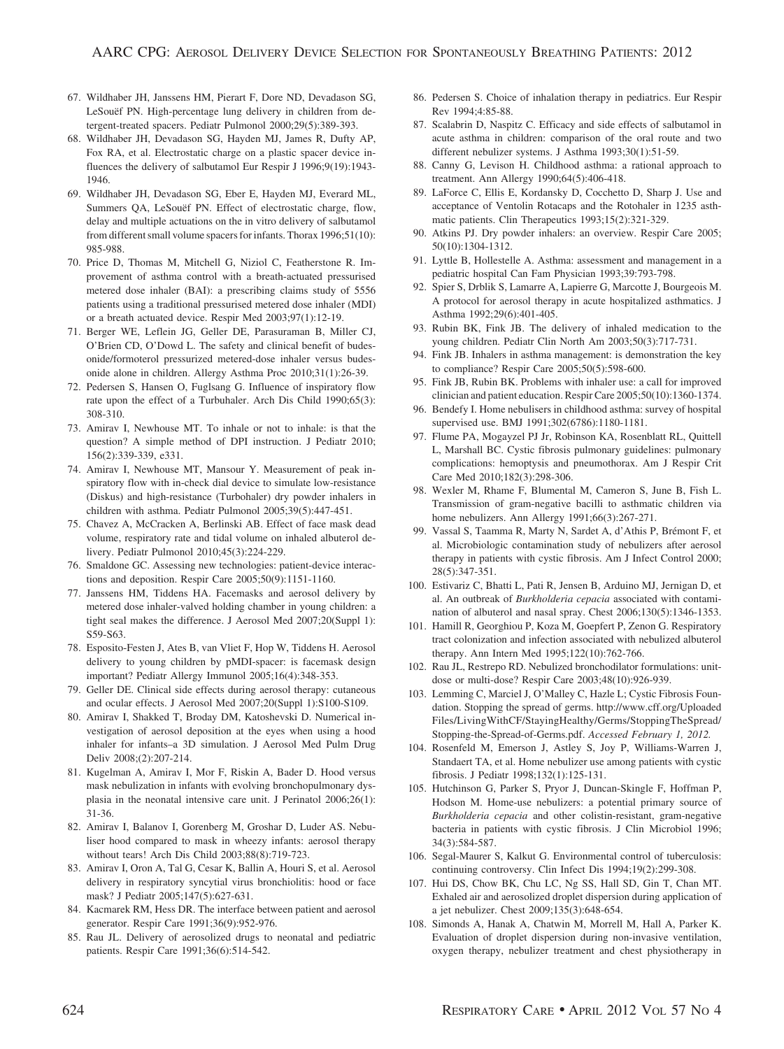67. Wildhaber JH, Janssens HM, Pierart F, Dore ND, Devadason SG, LeSouëf PN. High-percentage lung delivery in children from detergent-treated spacers. Pediatr Pulmonol 2000;29(5):389-393.
68. Wildhaber JH, Devadason SG, Hayden MJ, James R, Dufty AP, Fox RA, et al. Electrostatic charge on a plastic spacer device influences the delivery of salbutamol Eur Respir J 1996;9(19):1943-1946.
69. Wildhaber JH, Devadason SG, Eber E, Hayden MJ, Everard ML, Summers QA, LeSouëf PN. Effect of electrostatic charge, flow, delay and multiple actuations on the in vitro delivery of salbutamol from different small volume spacers for infants. Thorax 1996;51(10):985-988.
70. Price D, Thomas M, Mitchell G, Niziol C, Featherstone R. Improvement of asthma control with a breath-actuated pressurised metered dose inhaler (BAI): a prescribing claims study of 5556 patients using a traditional pressurised metered dose inhaler (MDI) or a breath actuated device. Respir Med 2003;97(1):12-19.
71. Berger WE, Leflein JG, Geller DE, Parasuraman B, Miller CJ, O'Brien CD, O'Dowd L. The safety and clinical benefit of budesonide/formoterol pressurized metered-dose inhaler versus budesonide alone in children. Allergy Asthma Proc 2010;31(1):26-39.
72. Pedersen S, Hansen O, Fuglsang G. Influence of inspiratory flow rate upon the effect of a Turbuhaler. Arch Dis Child 1990;65(3):308-310.
73. Amirav I, Newhouse MT. To inhale or not to inhale: is that the question? A simple method of DPI instruction. J Pediatr 2010;156(2):339-339, e331.
74. Amirav I, Newhouse MT, Mansour Y. Measurement of peak inspiratory flow with in-check dial device to simulate low-resistance (Diskus) and high-resistance (Turbohaler) dry powder inhalers in children with asthma. Pediatr Pulmonol 2005;39(5):447-451.
75. Chavez A, McCracken A, Berlinski AB. Effect of face mask dead volume, respiratory rate and tidal volume on inhaled albuterol delivery. Pediatr Pulmonol 2010;45(3):224-229.
76. Smaldone GC. Assessing new technologies: patient-device interactions and deposition. Respir Care 2005;50(9):1151-1160.
77. Janssens HM, Tiddens HA. Facemasks and aerosol delivery by metered dose inhaler-valved holding chamber in young children: a tight seal makes the difference. J Aerosol Med 2007;20(Suppl 1):S59-S63.
78. Esposito-Festen J, Ates B, van Vliet F, Hop W, Tiddens H. Aerosol delivery to young children by pMDI-spacer: is facemask design important? Pediatr Allergy Immunol 2005;16(4):348-353.
79. Geller DE. Clinical side effects during aerosol therapy: cutaneous and ocular effects. J Aerosol Med 2007;20(Suppl 1):S100-S109.
80. Amirav I, Shakked T, Broday DM, Katoshevski D. Numerical investigation of aerosol deposition at the eyes when using a hood inhaler for infants–a 3D simulation. J Aerosol Med Pulm Drug Deliv 2008;(2):207-214.
81. Kugelman A, Amirav I, Mor F, Riskin A, Bader D. Hood versus mask nebulization in infants with evolving bronchopulmonary dysplasia in the neonatal intensive care unit. J Perinatol 2006;26(1):31-36.
82. Amirav I, Balanov I, Gorenberg M, Groshar D, Luder AS. Nebuliser hood compared to mask in wheezy infants: aerosol therapy without tears! Arch Dis Child 2003;88(8):719-723.
83. Amirav I, Oron A, Tal G, Cesar K, Ballin A, Houri S, et al. Aerosol delivery in respiratory syncytial virus bronchiolitis: hood or face mask? J Pediatr 2005;147(5):627-631.
84. Kacmarek RM, Hess DR. The interface between patient and aerosol generator. Respir Care 1991;36(9):952-976.
85. Rau JL. Delivery of aerosolized drugs to neonatal and pediatric patients. Respir Care 1991;36(6):514-542.
86. Pedersen S. Choice of inhalation therapy in pediatrics. Eur Respir Rev 1994;4:85-88.
87. Scalabrin D, Naspitz C. Efficacy and side effects of salbutamol in acute asthma in children: comparison of the oral route and two different nebulizer systems. J Asthma 1993;30(1):51-59.
88. Canny G, Levison H. Childhood asthma: a rational approach to treatment. Ann Allergy 1990;64(5):406-418.
89. LaForce C, Ellis E, Kordansky D, Cocchetto D, Sharp J. Use and acceptance of Ventolin Rotacaps and the Rotohaler in 1235 asthmatic patients. Clin Therapeutics 1993;15(2):321-329.
90. Atkins PJ. Dry powder inhalers: an overview. Respir Care 2005;50(10):1304-1312.
91. Lyttle B, Hollestelle A. Asthma: assessment and management in a pediatric hospital Can Fam Physician 1993;39:793-798.
92. Spier S, Drblik S, Lamarre A, Lapierre G, Marcotte J, Bourgeois M. A protocol for aerosol therapy in acute hospitalized asthmatics. J Asthma 1992;29(6):401-405.
93. Rubin BK, Fink JB. The delivery of inhaled medication to the young children. Pediatr Clin North Am 2003;50(3):717-731.
94. Fink JB. Inhalers in asthma management: is demonstration the key to compliance? Respir Care 2005;50(5):598-600.
95. Fink JB, Rubin BK. Problems with inhaler use: a call for improved clinician and patient education. Respir Care 2005;50(10):1360-1374.
96. Bendefy I. Home nebulisers in childhood asthma: survey of hospital supervised use. BMJ 1991;302(6786):1180-1181.
97. Flume PA, Mogayzel PJ Jr, Robinson KA, Rosenblatt RL, Quittell L, Marshall BC. Cystic fibrosis pulmonary guidelines: pulmonary complications: hemoptysis and pneumothorax. Am J Respir Crit Care Med 2010;182(3):298-306.
98. Wexler M, Rhame F, Blumental M, Cameron S, June B, Fish L. Transmission of gram-negative bacilli to asthmatic children via home nebulizers. Ann Allergy 1991;66(3):267-271.
99. Vassal S, Taamma R, Marty N, Sardet A, d'Athis P, Brémont F, et al. Microbiologic contamination study of nebulizers after aerosol therapy in patients with cystic fibrosis. Am J Infect Control 2000;28(5):347-351.
100. Estivariz C, Bhatti L, Pati R, Jensen B, Arduino MJ, Jernigan D, et al. An outbreak of *Burkholderia cepacia* associated with contamination of albuterol and nasal spray. Chest 2006;130(5):1346-1353.
101. Hamill R, Georghiou P, Koza M, Goepfert P, Zenon G. Respiratory tract colonization and infection associated with nebulized albuterol therapy. Ann Intern Med 1995;122(10):762-766.
102. Rau JL, Restrepo RD. Nebulized bronchodilator formulations: unit-dose or multi-dose? Respir Care 2003;48(10):926-939.
103. Lemming C, Marciel J, O'Malley C, Hazle L; Cystic Fibrosis Foundation. Stopping the spread of germs. http://www.cff.org/UploadedFiles/LivingWithCF/StayingHealthy/Germs/StoppingTheSpread/Stopping-the-Spread-of-Germs.pdf. *Accessed February 1, 2012.*
104. Rosenfeld M, Emerson J, Astley S, Joy P, Williams-Warren J, Standaert TA, et al. Home nebulizer use among patients with cystic fibrosis. J Pediatr 1998;132(1):125-131.
105. Hutchinson G, Parker S, Pryor J, Duncan-Skingle F, Hoffman P, Hodson M. Home-use nebulizers: a potential primary source of *Burkholderia cepacia* and other colistin-resistant, gram-negative bacteria in patients with cystic fibrosis. J Clin Microbiol 1996;34(3):584-587.
106. Segal-Maurer S, Kalkut G. Environmental control of tuberculosis: continuing controversy. Clin Infect Dis 1994;19(2):299-308.
107. Hui DS, Chow BK, Chu LC, Ng SS, Hall SD, Gin T, Chan MT. Exhaled air and aerosolized droplet dispersion during application of a jet nebulizer. Chest 2009;135(3):648-654.
108. Simonds A, Hanak A, Chatwin M, Morrell M, Hall A, Parker K. Evaluation of droplet dispersion during non-invasive ventilation, oxygen therapy, nebulizer treatment and chest physiotherapy in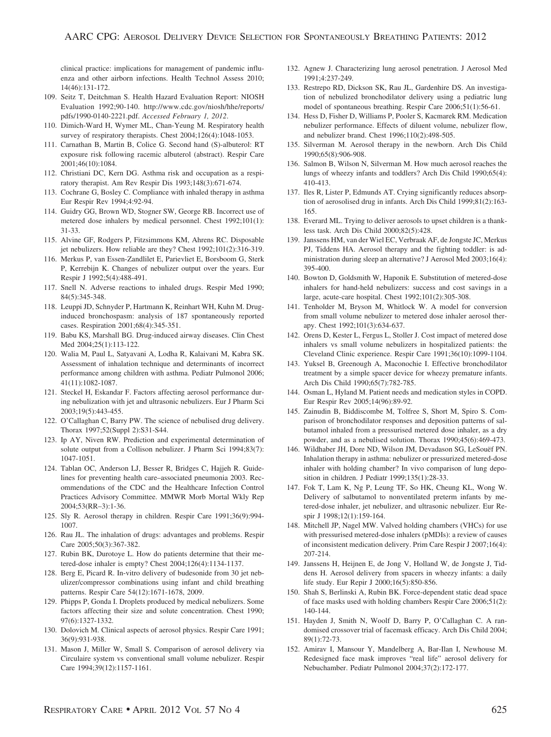clinical practice: implications for management of pandemic influenza and other airborn infections. Health Technol Assess 2010; 14(46):131-172.

109. Seitz T, Deitchman S. Health Hazard Evaluation Report: NIOSH Evaluation 1992;90-140. http://www.cdc.gov/niosh/hhe/reports/pdfs/1990-0140-2221.pdf. *Accessed February 1, 2012*.
110. Dimich-Ward H, Wymer ML, Chan-Yeung M. Respiratory health survey of respiratory therapists. Chest 2004;126(4):1048-1053.
111. Carnathan B, Martin B, Colice G. Second hand (S)-albuterol: RT exposure risk following racemic albuterol (abstract). Respir Care 2001;46(10):1084.
112. Christiani DC, Kern DG. Asthma risk and occupation as a respiratory therapist. Am Rev Respir Dis 1993;148(3):671-674.
113. Cochrane G, Bosley C. Compliance with inhaled therapy in asthma Eur Respir Rev 1994;4:92-94.
114. Guidry GG, Brown WD, Stogner SW, George RB. Incorrect use of metered dose inhalers by medical personnel. Chest 1992;101(1): 31-33.
115. Alvine GF, Rodgers P, Fitzsimmons KM, Ahrens RC. Disposable jet nebulizers. How reliable are they? Chest 1992;101(2):316-319.
116. Merkus P, van Essen-Zandlilet E, Parievliet E, Borsboom G, Sterk P, Kerrebijn K. Changes of nebulizer output over the years. Eur Respir J 1992;5(4):488-491.
117. Snell N. Adverse reactions to inhaled drugs. Respir Med 1990; 84(5):345-348.
118. Leuppi JD, Schnyder P, Hartmann K, Reinhart WH, Kuhn M. Drug-induced bronchospasm: analysis of 187 spontaneously reported cases. Respiration 2001;68(4):345-351.
119. Babu KS, Marshall BG. Drug-induced airway diseases. Clin Chest Med 2004;25(1):113-122.
120. Walia M, Paul L, Satyavani A, Lodha R, Kalaivani M, Kabra SK. Assessment of inhalation technique and determinants of incorrect performance among children with asthma. Pediatr Pulmonol 2006; 41(11):1082-1087.
121. Steckel H, Eskandar F. Factors affecting aerosol performance during nebulization with jet and ultrasonic nebulizers. Eur J Pharm Sci 2003;19(5):443-455.
122. O'Callaghan C, Barry PW. The science of nebulised drug delivery. Thorax 1997;52(Suppl 2):S31-S44.
123. Ip AY, Niven RW. Prediction and experimental determination of solute output from a Collison nebulizer. J Pharm Sci 1994;83(7): 1047-1051.
124. Tablan OC, Anderson LJ, Besser R, Bridges C, Hajjeh R. Guidelines for preventing health care–associated pneumonia 2003. Recommendations of the CDC and the Healthcare Infection Control Practices Advisory Committee. MMWR Morb Mortal Wkly Rep 2004;53(RR–3):1-36.
125. Sly R. Aerosol therapy in children. Respir Care 1991;36(9):994-1007.
126. Rau JL. The inhalation of drugs: advantages and problems. Respir Care 2005;50(3):367-382.
127. Rubin BK, Durotoye L. How do patients determine that their metered-dose inhaler is empty? Chest 2004;126(4):1134-1137.
128. Berg E, Picard R. In-vitro delivery of budesonide from 30 jet nebulizer/compressor combinations using infant and child breathing patterns. Respir Care 54(12):1671-1678, 2009.
129. Phipps P, Gonda I. Droplets produced by medical nebulizers. Some factors affecting their size and solute concentration. Chest 1990; 97(6):1327-1332.
130. Dolovich M. Clinical aspects of aerosol physics. Respir Care 1991; 36(9):931-938.
131. Mason J, Miller W, Small S. Comparison of aerosol delivery via Circulaire system vs conventional small volume nebulizer. Respir Care 1994;39(12):1157-1161.
132. Agnew J. Characterizing lung aerosol penetration. J Aerosol Med 1991;4:237-249.
133. Restrepo RD, Dickson SK, Rau JL, Gardenhire DS. An investigation of nebulized bronchodilator delivery using a pediatric lung model of spontaneous breathing. Respir Care 2006;51(1):56-61.
134. Hess D, Fisher D, Williams P, Pooler S, Kacmarek RM. Medication nebulizer performance. Effects of diluent volume, nebulizer flow, and nebulizer brand. Chest 1996;110(2):498-505.
135. Silverman M. Aerosol therapy in the newborn. Arch Dis Child 1990;65(8):906-908.
136. Salmon B, Wilson N, Silverman M. How much aerosol reaches the lungs of wheezy infants and toddlers? Arch Dis Child 1990;65(4): 410-413.
137. Iles R, Lister P, Edmunds AT. Crying significantly reduces absorption of aerosolised drug in infants. Arch Dis Child 1999;81(2):163-165.
138. Everard ML. Trying to deliver aerosols to upset children is a thankless task. Arch Dis Child 2000;82(5):428.
139. Janssens HM, van der Wiel EC, Verbraak AF, de Jongste JC, Merkus PJ, Tiddens HA. Aerosol therapy and the fighting toddler: is administration during sleep an alternative? J Aerosol Med 2003;16(4): 395-400.
140. Bowton D, Goldsmith W, Haponik E. Substitution of metered-dose inhalers for hand-held nebulizers: success and cost savings in a large, acute-care hospital. Chest 1992;101(2):305-308.
141. Tenholder M, Bryson M, Whitlock W. A model for conversion from small volume nebulizer to metered dose inhaler aerosol therapy. Chest 1992;101(3):634-637.
142. Orens D, Kester L, Fergus L, Stoller J. Cost impact of metered dose inhalers vs small volume nebulizers in hospitalized patients: the Cleveland Clinic experience. Respir Care 1991;36(10):1099-1104.
143. Yuksel B, Greenough A, Maconochie I. Effective bronchodilator treatment by a simple spacer device for wheezy premature infants. Arch Dis Child 1990;65(7):782-785.
144. Osman L, Hyland M. Patient needs and medication styles in COPD. Eur Respir Rev 2005;14(96):89-92.
145. Zainudin B, Biddiscombe M, Tolfree S, Short M, Spiro S. Comparison of bronchodilator responses and deposition patterns of salbutamol inhaled from a pressurised metered dose inhaler, as a dry powder, and as a nebulised solution. Thorax 1990;45(6):469-473.
146. Wildhaber JH, Dore ND, Wilson JM, Devadason SG, LeSouëf PN. Inhalation therapy in asthma: nebulizer or pressurized metered-dose inhaler with holding chamber? In vivo comparison of lung deposition in children. J Pediatr 1999;135(1):28-33.
147. Fok T, Lam K, Ng P, Leung TF, So HK, Cheung KL, Wong W. Delivery of salbutamol to nonventilated preterm infants by metered-dose inhaler, jet nebulizer, and ultrasonic nebulizer. Eur Respir J 1998;12(1):159-164.
148. Mitchell JP, Nagel MW. Valved holding chambers (VHCs) for use with pressurised metered-dose inhalers (pMDIs): a review of causes of inconsistent medication delivery. Prim Care Respir J 2007;16(4): 207-214.
149. Janssens H, Heijnen E, de Jong V, Holland W, de Jongste J, Tiddens H. Aerosol delivery from spacers in wheezy infants: a daily life study. Eur Repir J 2000;16(5):850-856.
150. Shah S, Berlinski A, Rubin BK. Force-dependent static dead space of face masks used with holding chambers Respir Care 2006;51(2): 140-144.
151. Hayden J, Smith N, Woolf D, Barry P, O'Callaghan C. A randomised crossover trial of facemask efficacy. Arch Dis Child 2004; 89(1):72-73.
152. Amirav I, Mansour Y, Mandelberg A, Bar-Ilan I, Newhouse M. Redesigned face mask improves "real life" aerosol delivery for Nebuchamber. Pediatr Pulmonol 2004;37(2):172-177.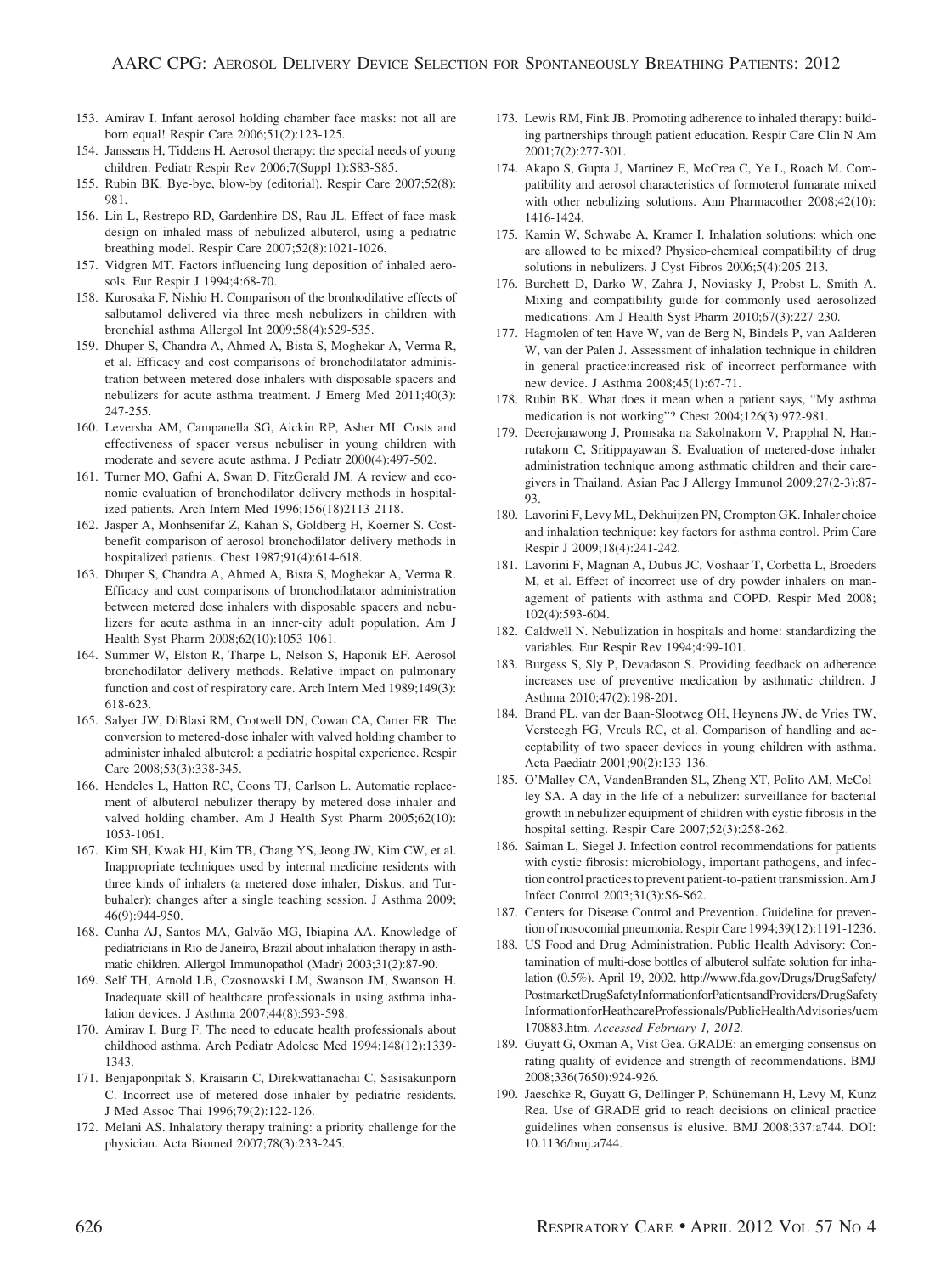153. Amirav I. Infant aerosol holding chamber face masks: not all are born equal! Respir Care 2006;51(2):123-125.
154. Janssens H, Tiddens H. Aerosol therapy: the special needs of young children. Pediatr Respir Rev 2006;7(Suppl 1):S83-S85.
155. Rubin BK. Bye-bye, blow-by (editorial). Respir Care 2007;52(8): 981.
156. Lin L, Restrepo RD, Gardenhire DS, Rau JL. Effect of face mask design on inhaled mass of nebulized albuterol, using a pediatric breathing model. Respir Care 2007;52(8):1021-1026.
157. Vidgren MT. Factors influencing lung deposition of inhaled aerosols. Eur Respir J 1994;4:68-70.
158. Kurosaka F, Nishio H. Comparison of the bronhodilative effects of salbutamol delivered via three mesh nebulizers in children with bronchial asthma Allergol Int 2009;58(4):529-535.
159. Dhuper S, Chandra A, Ahmed A, Bista S, Moghekar A, Verma R, et al. Efficacy and cost comparisons of bronchodilatator administration between metered dose inhalers with disposable spacers and nebulizers for acute asthma treatment. J Emerg Med 2011;40(3): 247-255.
160. Leversha AM, Campanella SG, Aickin RP, Asher MI. Costs and effectiveness of spacer versus nebuliser in young children with moderate and severe acute asthma. J Pediatr 2000(4):497-502.
161. Turner MO, Gafni A, Swan D, FitzGerald JM. A review and economic evaluation of bronchodilator delivery methods in hospitalized patients. Arch Intern Med 1996;156(18)2113-2118.
162. Jasper A, Monhsenifar Z, Kahan S, Goldberg H, Koerner S. Cost-benefit comparison of aerosol bronchodilator delivery methods in hospitalized patients. Chest 1987;91(4):614-618.
163. Dhuper S, Chandra A, Ahmed A, Bista S, Moghekar A, Verma R. Efficacy and cost comparisons of bronchodilatator administration between metered dose inhalers with disposable spacers and nebulizers for acute asthma in an inner-city adult population. Am J Health Syst Pharm 2008;62(10):1053-1061.
164. Summer W, Elston R, Tharpe L, Nelson S, Haponik EF. Aerosol bronchodilator delivery methods. Relative impact on pulmonary function and cost of respiratory care. Arch Intern Med 1989;149(3): 618-623.
165. Salyer JW, DiBlasi RM, Crotwell DN, Cowan CA, Carter ER. The conversion to metered-dose inhaler with valved holding chamber to administer inhaled albuterol: a pediatric hospital experience. Respir Care 2008;53(3):338-345.
166. Hendeles L, Hatton RC, Coons TJ, Carlson L. Automatic replacement of albuterol nebulizer therapy by metered-dose inhaler and valved holding chamber. Am J Health Syst Pharm 2005;62(10): 1053-1061.
167. Kim SH, Kwak HJ, Kim TB, Chang YS, Jeong JW, Kim CW, et al. Inappropriate techniques used by internal medicine residents with three kinds of inhalers (a metered dose inhaler, Diskus, and Turbuhaler): changes after a single teaching session. J Asthma 2009; 46(9):944-950.
168. Cunha AJ, Santos MA, Galvão MG, Ibiapina AA. Knowledge of pediatricians in Rio de Janeiro, Brazil about inhalation therapy in asthmatic children. Allergol Immunopathol (Madr) 2003;31(2):87-90.
169. Self TH, Arnold LB, Czosnowski LM, Swanson JM, Swanson H. Inadequate skill of healthcare professionals in using asthma inhalation devices. J Asthma 2007;44(8):593-598.
170. Amirav I, Burg F. The need to educate health professionals about childhood asthma. Arch Pediatr Adolesc Med 1994;148(12):1339-1343.
171. Benjaponpitak S, Kraisarin C, Direkwattanachai C, Sasisakunporn C. Incorrect use of metered dose inhaler by pediatric residents. J Med Assoc Thai 1996;79(2):122-126.
172. Melani AS. Inhalatory therapy training: a priority challenge for the physician. Acta Biomed 2007;78(3):233-245.
173. Lewis RM, Fink JB. Promoting adherence to inhaled therapy: building partnerships through patient education. Respir Care Clin N Am 2001;7(2):277-301.
174. Akapo S, Gupta J, Martinez E, McCrea C, Ye L, Roach M. Compatibility and aerosol characteristics of formoterol fumarate mixed with other nebulizing solutions. Ann Pharmacother 2008;42(10): 1416-1424.
175. Kamin W, Schwabe A, Kramer I. Inhalation solutions: which one are allowed to be mixed? Physico-chemical compatibility of drug solutions in nebulizers. J Cyst Fibros 2006;5(4):205-213.
176. Burchett D, Darko W, Zahra J, Noviasky J, Probst L, Smith A. Mixing and compatibility guide for commonly used aerosolized medications. Am J Health Syst Pharm 2010;67(3):227-230.
177. Hagmolen of ten Have W, van de Berg N, Bindels P, van Aalderen W, van der Palen J. Assessment of inhalation technique in children in general practice:increased risk of incorrect performance with new device. J Asthma 2008;45(1):67-71.
178. Rubin BK. What does it mean when a patient says, "My asthma medication is not working"? Chest 2004;126(3):972-981.
179. Deerojanawong J, Promsaka na Sakolnakorn V, Prapphal N, Hanrutakorn C, Sritippayawan S. Evaluation of metered-dose inhaler administration technique among asthmatic children and their caregivers in Thailand. Asian Pac J Allergy Immunol 2009;27(2-3):87-93.
180. Lavorini F, Levy ML, Dekhuijzen PN, Crompton GK. Inhaler choice and inhalation technique: key factors for asthma control. Prim Care Respir J 2009;18(4):241-242.
181. Lavorini F, Magnan A, Dubus JC, Voshaar T, Corbetta L, Broeders M, et al. Effect of incorrect use of dry powder inhalers on management of patients with asthma and COPD. Respir Med 2008; 102(4):593-604.
182. Caldwell N. Nebulization in hospitals and home: standardizing the variables. Eur Respir Rev 1994;4:99-101.
183. Burgess S, Sly P, Devadason S. Providing feedback on adherence increases use of preventive medication by asthmatic children. J Asthma 2010;47(2):198-201.
184. Brand PL, van der Baan-Slootweg OH, Heynens JW, de Vries TW, Versteegh FG, Vreuls RC, et al. Comparison of handling and acceptability of two spacer devices in young children with asthma. Acta Paediatr 2001;90(2):133-136.
185. O'Malley CA, VandenBranden SL, Zheng XT, Polito AM, McColley SA. A day in the life of a nebulizer: surveillance for bacterial growth in nebulizer equipment of children with cystic fibrosis in the hospital setting. Respir Care 2007;52(3):258-262.
186. Saiman L, Siegel J. Infection control recommendations for patients with cystic fibrosis: microbiology, important pathogens, and infection control practices to prevent patient-to-patient transmission. Am J Infect Control 2003;31(3):S6-S62.
187. Centers for Disease Control and Prevention. Guideline for prevention of nosocomial pneumonia. Respir Care 1994;39(12):1191-1236.
188. US Food and Drug Administration. Public Health Advisory: Contamination of multi-dose bottles of albuterol sulfate solution for inhalation (0.5%). April 19, 2002. http://www.fda.gov/Drugs/DrugSafety/PostmarketDrugSafetyInformationforPatientsandProviders/DrugSafetyInformationforHeathcareProfessionals/PublicHealthAdvisories/ucm170883.htm. *Accessed February 1, 2012.*
189. Guyatt G, Oxman A, Vist Gea. GRADE: an emerging consensus on rating quality of evidence and strength of recommendations. BMJ 2008;336(7650):924-926.
190. Jaeschke R, Guyatt G, Dellinger P, Schünemann H, Levy M, Kunz Rea. Use of GRADE grid to reach decisions on clinical practice guidelines when consensus is elusive. BMJ 2008;337:a744. DOI: 10.1136/bmj.a744.